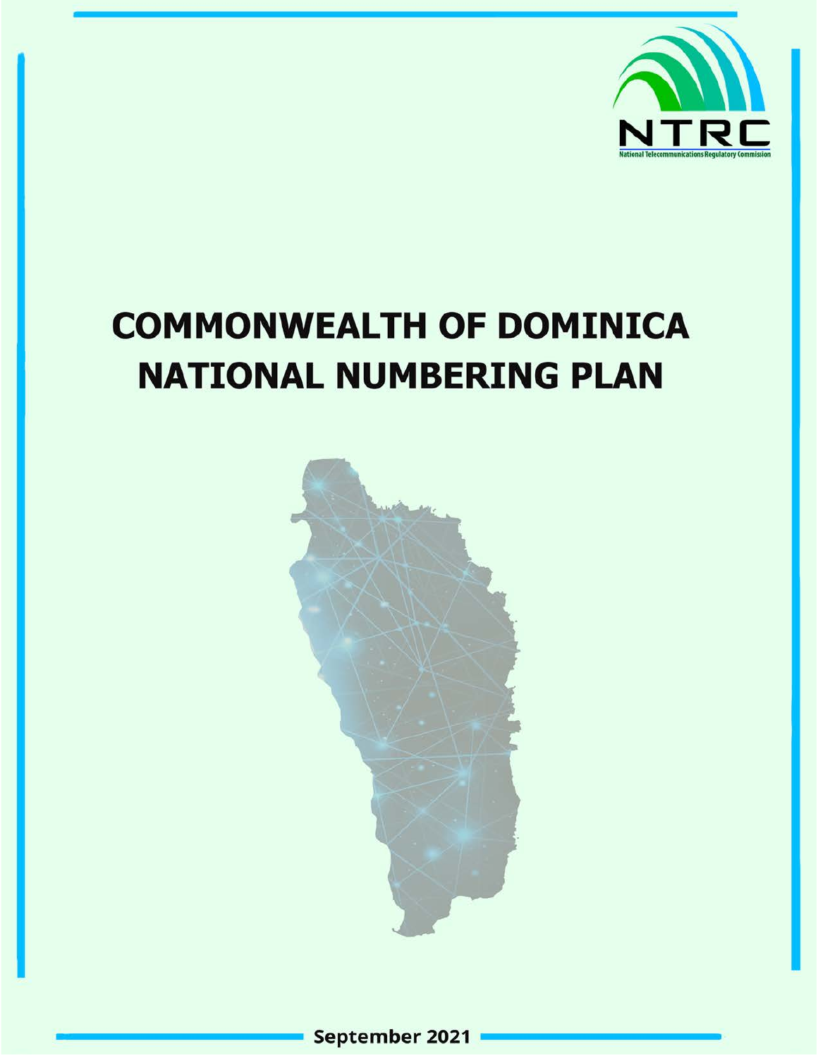NTRC

National Telecommunications Regulatory Commission

# COMMONWEALTH OF DOMINICA NATIONAL NUMBERING PLAN

September 2021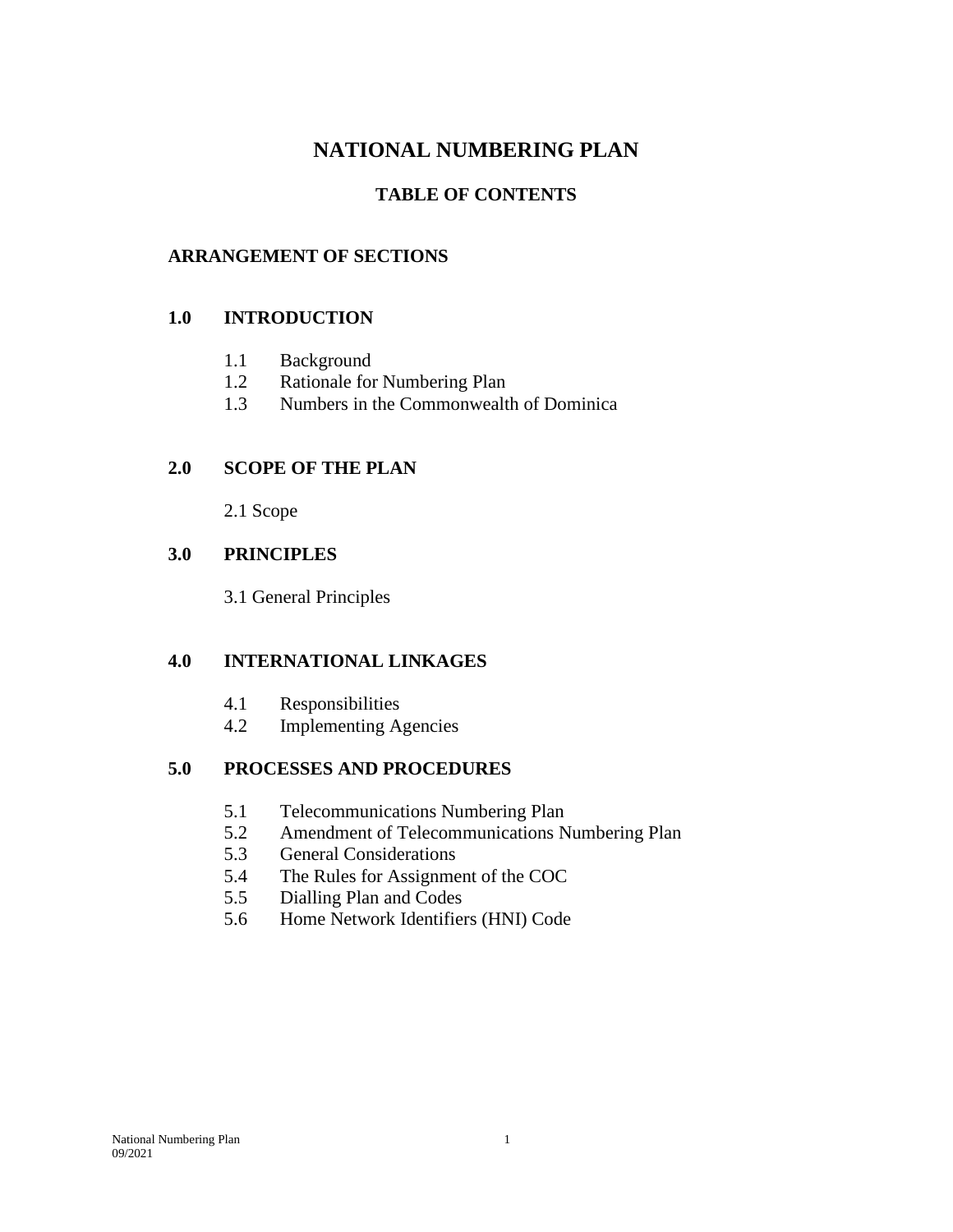# NATIONAL NUMBERING PLAN

## TABLE OF CONTENTS

### ARRANGEMENT OF SECTIONS

**1.0 INTRODUCTION**

- 1.1 Background
- 1.2 Rationale for Numbering Plan
- 1.3 Numbers in the Commonwealth of Dominica

**2.0 SCOPE OF THE PLAN**

- 2.1 Scope

**3.0 PRINCIPLES**

- 3.1 General Principles

**4.0 INTERNATIONAL LINKAGES**

- 4.1 Responsibilities
- 4.2 Implementing Agencies

**5.0 PROCESSES AND PROCEDURES**

- 5.1 Telecommunications Numbering Plan
- 5.2 Amendment of Telecommunications Numbering Plan
- 5.3 General Considerations
- 5.4 The Rules for Assignment of the COC
- 5.5 Dialling Plan and Codes
- 5.6 Home Network Identifiers (HNI) Code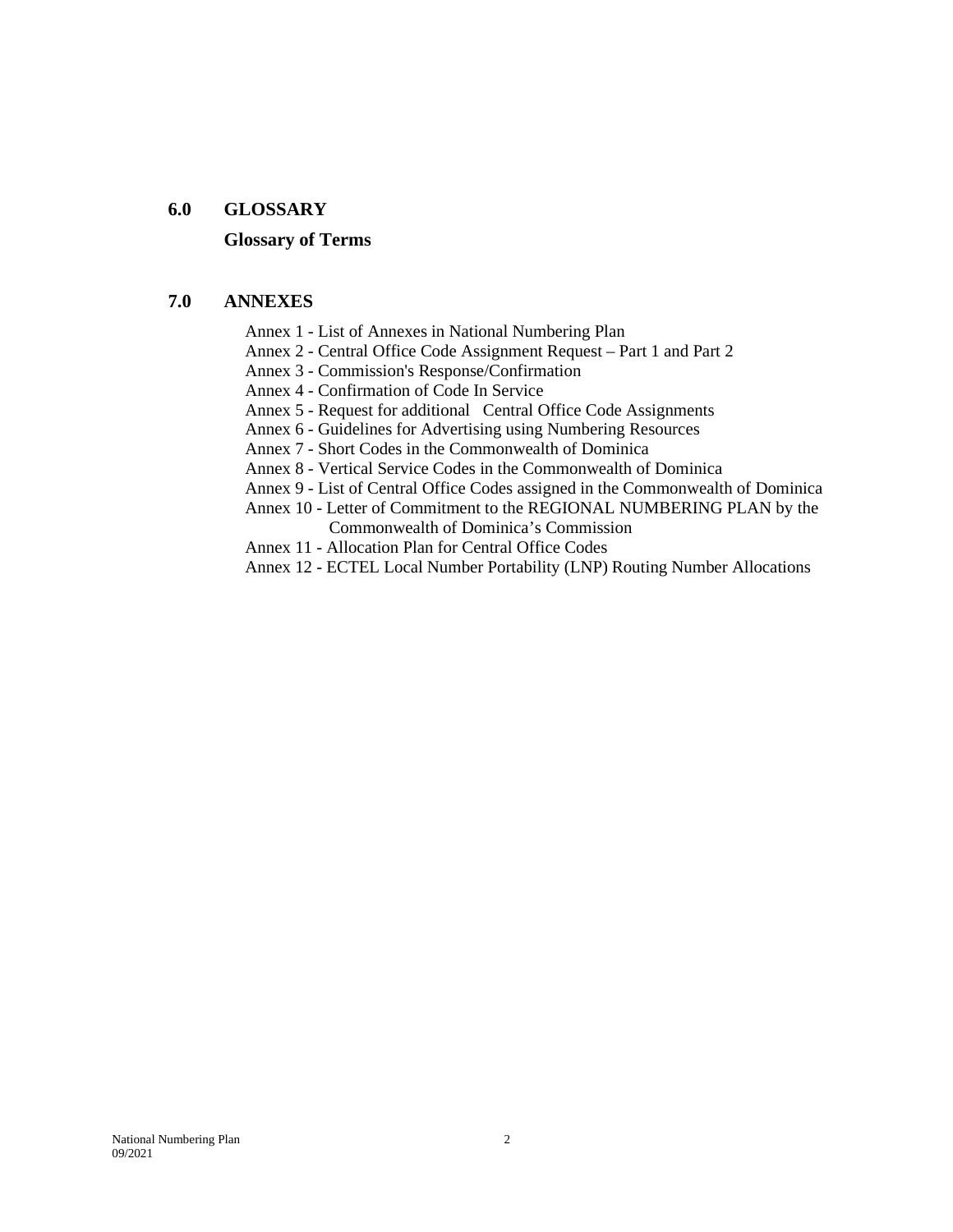## 6.0 GLOSSARY

**Glossary of Terms**

## 7.0 ANNEXES

Annex 1 - List of Annexes in National Numbering Plan
Annex 2 - Central Office Code Assignment Request – Part 1 and Part 2
Annex 3 - Commission's Response/Confirmation
Annex 4 - Confirmation of Code In Service
Annex 5 - Request for additional Central Office Code Assignments
Annex 6 - Guidelines for Advertising using Numbering Resources
Annex 7 - Short Codes in the Commonwealth of Dominica
Annex 8 - Vertical Service Codes in the Commonwealth of Dominica
Annex 9 - List of Central Office Codes assigned in the Commonwealth of Dominica
Annex 10 - Letter of Commitment to the REGIONAL NUMBERING PLAN by the Commonwealth of Dominica's Commission
Annex 11 - Allocation Plan for Central Office Codes
Annex 12 - ECTEL Local Number Portability (LNP) Routing Number Allocations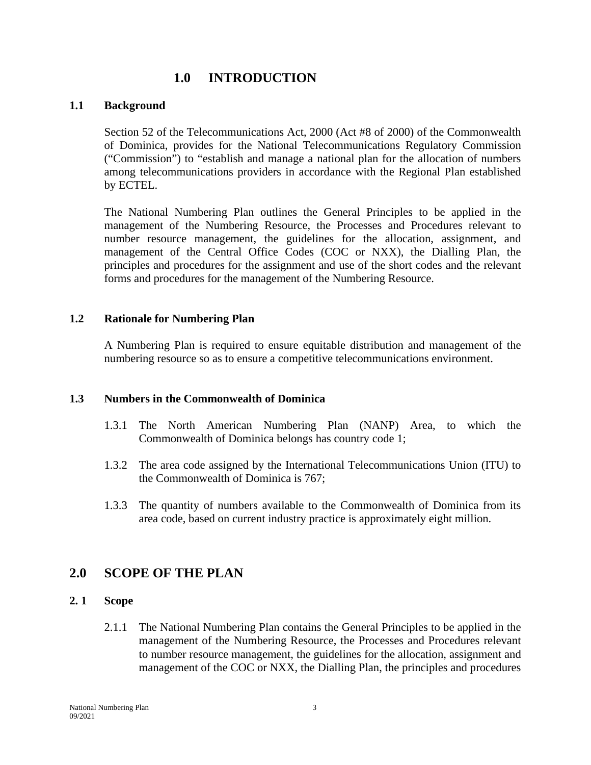# 1.0 INTRODUCTION

## 1.1 Background

Section 52 of the Telecommunications Act, 2000 (Act #8 of 2000) of the Commonwealth of Dominica, provides for the National Telecommunications Regulatory Commission ("Commission") to "establish and manage a national plan for the allocation of numbers among telecommunications providers in accordance with the Regional Plan established by ECTEL.

The National Numbering Plan outlines the General Principles to be applied in the management of the Numbering Resource, the Processes and Procedures relevant to number resource management, the guidelines for the allocation, assignment, and management of the Central Office Codes (COC or NXX), the Dialling Plan, the principles and procedures for the assignment and use of the short codes and the relevant forms and procedures for the management of the Numbering Resource.

## 1.2 Rationale for Numbering Plan

A Numbering Plan is required to ensure equitable distribution and management of the numbering resource so as to ensure a competitive telecommunications environment.

## 1.3 Numbers in the Commonwealth of Dominica

1.3.1 The North American Numbering Plan (NANP) Area, to which the Commonwealth of Dominica belongs has country code 1;

1.3.2 The area code assigned by the International Telecommunications Union (ITU) to the Commonwealth of Dominica is 767;

1.3.3 The quantity of numbers available to the Commonwealth of Dominica from its area code, based on current industry practice is approximately eight million.

# 2.0 SCOPE OF THE PLAN

## 2. 1 Scope

2.1.1 The National Numbering Plan contains the General Principles to be applied in the management of the Numbering Resource, the Processes and Procedures relevant to number resource management, the guidelines for the allocation, assignment and management of the COC or NXX, the Dialling Plan, the principles and procedures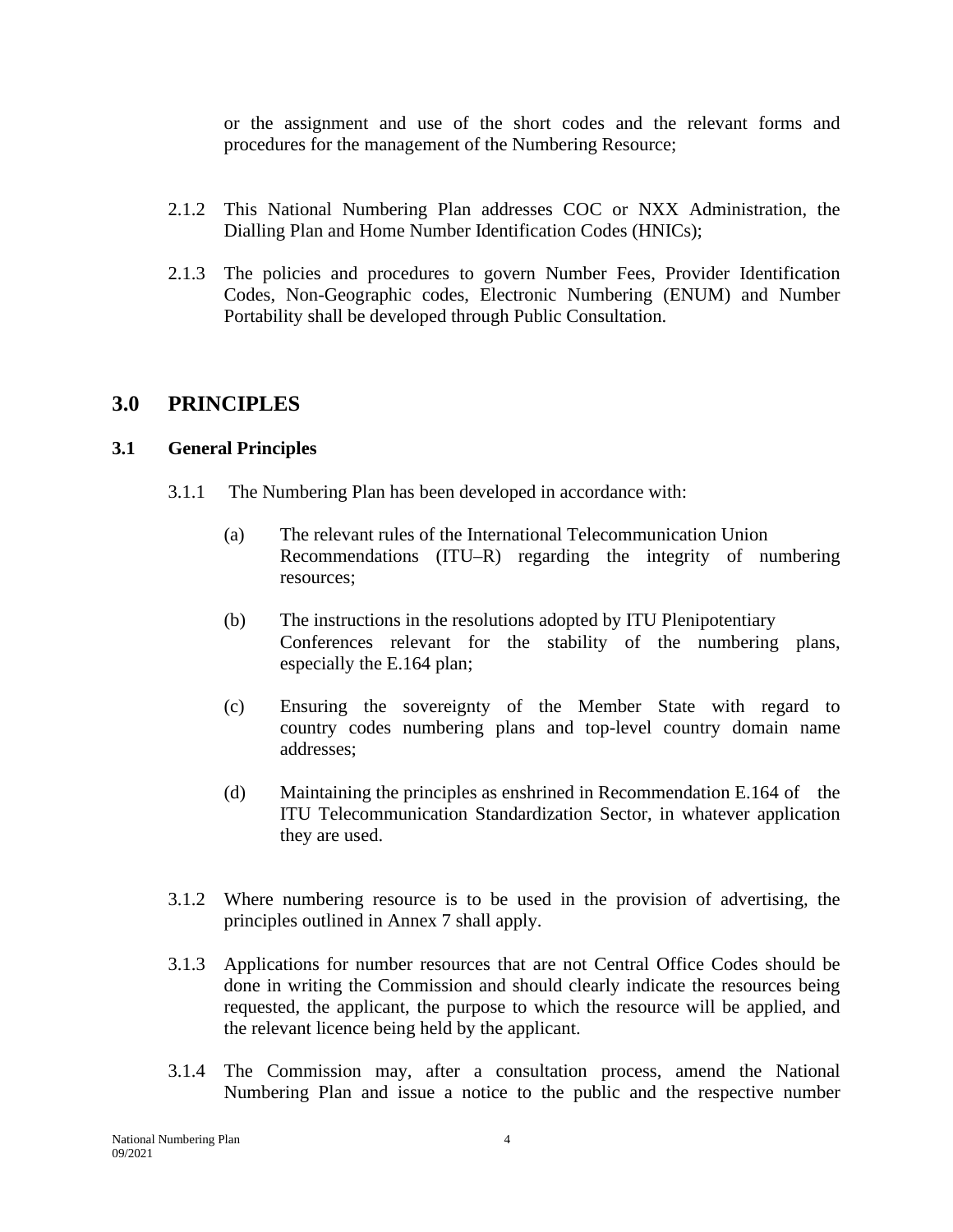or the assignment and use of the short codes and the relevant forms and procedures for the management of the Numbering Resource;

2.1.2 This National Numbering Plan addresses COC or NXX Administration, the Dialling Plan and Home Number Identification Codes (HNICs);

2.1.3 The policies and procedures to govern Number Fees, Provider Identification Codes, Non-Geographic codes, Electronic Numbering (ENUM) and Number Portability shall be developed through Public Consultation.

# 3.0 PRINCIPLES

## 3.1 General Principles

3.1.1 The Numbering Plan has been developed in accordance with:

(a) The relevant rules of the International Telecommunication Union Recommendations (ITU–R) regarding the integrity of numbering resources;

(b) The instructions in the resolutions adopted by ITU Plenipotentiary Conferences relevant for the stability of the numbering plans, especially the E.164 plan;

(c) Ensuring the sovereignty of the Member State with regard to country codes numbering plans and top-level country domain name addresses;

(d) Maintaining the principles as enshrined in Recommendation E.164 of the ITU Telecommunication Standardization Sector, in whatever application they are used.

3.1.2 Where numbering resource is to be used in the provision of advertising, the principles outlined in Annex 7 shall apply.

3.1.3 Applications for number resources that are not Central Office Codes should be done in writing the Commission and should clearly indicate the resources being requested, the applicant, the purpose to which the resource will be applied, and the relevant licence being held by the applicant.

3.1.4 The Commission may, after a consultation process, amend the National Numbering Plan and issue a notice to the public and the respective number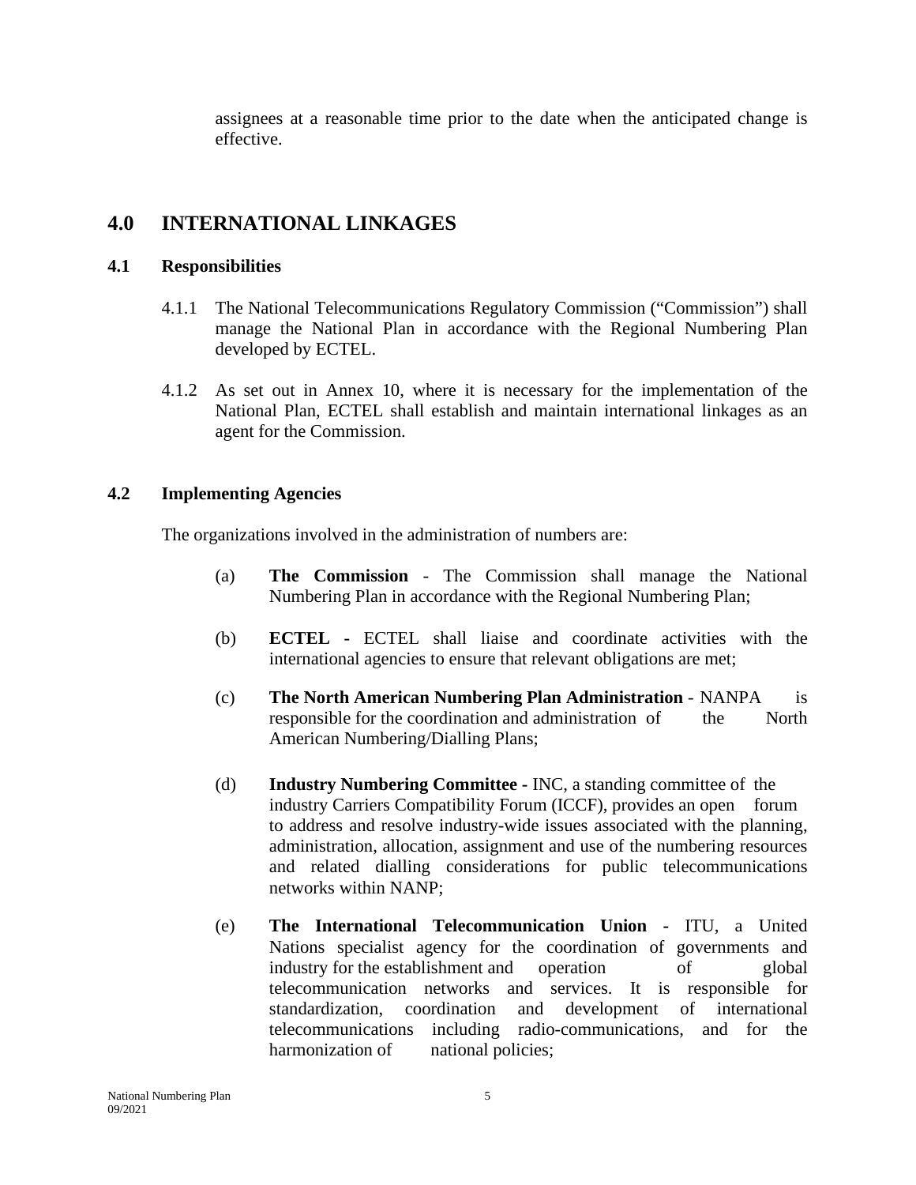assignees at a reasonable time prior to the date when the anticipated change is effective.

## 4.0 INTERNATIONAL LINKAGES

### 4.1 Responsibilities

4.1.1 The National Telecommunications Regulatory Commission ("Commission") shall manage the National Plan in accordance with the Regional Numbering Plan developed by ECTEL.

4.1.2 As set out in Annex 10, where it is necessary for the implementation of the National Plan, ECTEL shall establish and maintain international linkages as an agent for the Commission.

### 4.2 Implementing Agencies

The organizations involved in the administration of numbers are:

(a) **The Commission** - The Commission shall manage the National Numbering Plan in accordance with the Regional Numbering Plan;

(b) **ECTEL -** ECTEL shall liaise and coordinate activities with the international agencies to ensure that relevant obligations are met;

(c) **The North American Numbering Plan Administration** - NANPA is responsible for the coordination and administration of the North American Numbering/Dialling Plans;

(d) **Industry Numbering Committee -** INC, a standing committee of the industry Carriers Compatibility Forum (ICCF), provides an open forum to address and resolve industry-wide issues associated with the planning, administration, allocation, assignment and use of the numbering resources and related dialling considerations for public telecommunications networks within NANP;

(e) **The International Telecommunication Union -** ITU, a United Nations specialist agency for the coordination of governments and industry for the establishment and operation of global telecommunication networks and services. It is responsible for standardization, coordination and development of international telecommunications including radio-communications, and for the harmonization of national policies;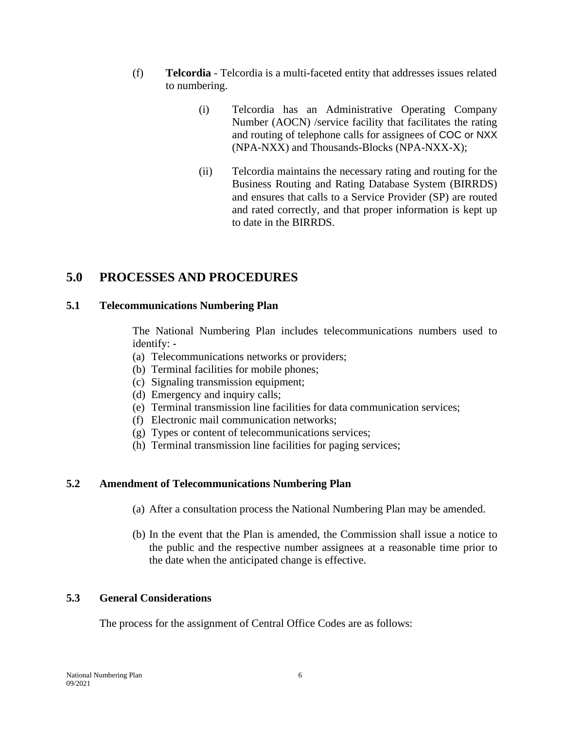(f) **Telcordia** - Telcordia is a multi-faceted entity that addresses issues related to numbering.

(i) Telcordia has an Administrative Operating Company Number (AOCN) /service facility that facilitates the rating and routing of telephone calls for assignees of COC or NXX (NPA-NXX) and Thousands-Blocks (NPA-NXX-X);

(ii) Telcordia maintains the necessary rating and routing for the Business Routing and Rating Database System (BIRRDS) and ensures that calls to a Service Provider (SP) are routed and rated correctly, and that proper information is kept up to date in the BIRRDS.

# 5.0 PROCESSES AND PROCEDURES

## 5.1 Telecommunications Numbering Plan

The National Numbering Plan includes telecommunications numbers used to identify: -

(a) Telecommunications networks or providers;
(b) Terminal facilities for mobile phones;
(c) Signaling transmission equipment;
(d) Emergency and inquiry calls;
(e) Terminal transmission line facilities for data communication services;
(f) Electronic mail communication networks;
(g) Types or content of telecommunications services;
(h) Terminal transmission line facilities for paging services;

## 5.2 Amendment of Telecommunications Numbering Plan

(a) After a consultation process the National Numbering Plan may be amended.

(b) In the event that the Plan is amended, the Commission shall issue a notice to the public and the respective number assignees at a reasonable time prior to the date when the anticipated change is effective.

## 5.3 General Considerations

The process for the assignment of Central Office Codes are as follows: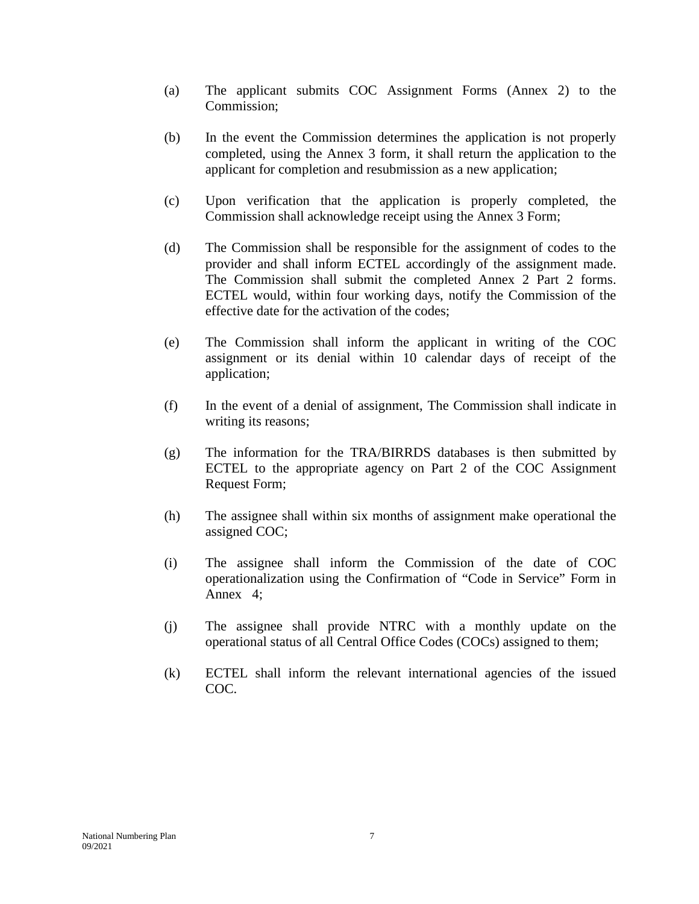(a) The applicant submits COC Assignment Forms (Annex 2) to the Commission;

(b) In the event the Commission determines the application is not properly completed, using the Annex 3 form, it shall return the application to the applicant for completion and resubmission as a new application;

(c) Upon verification that the application is properly completed, the Commission shall acknowledge receipt using the Annex 3 Form;

(d) The Commission shall be responsible for the assignment of codes to the provider and shall inform ECTEL accordingly of the assignment made. The Commission shall submit the completed Annex 2 Part 2 forms. ECTEL would, within four working days, notify the Commission of the effective date for the activation of the codes;

(e) The Commission shall inform the applicant in writing of the COC assignment or its denial within 10 calendar days of receipt of the application;

(f) In the event of a denial of assignment, The Commission shall indicate in writing its reasons;

(g) The information for the TRA/BIRRDS databases is then submitted by ECTEL to the appropriate agency on Part 2 of the COC Assignment Request Form;

(h) The assignee shall within six months of assignment make operational the assigned COC;

(i) The assignee shall inform the Commission of the date of COC operationalization using the Confirmation of "Code in Service" Form in Annex 4;

(j) The assignee shall provide NTRC with a monthly update on the operational status of all Central Office Codes (COCs) assigned to them;

(k) ECTEL shall inform the relevant international agencies of the issued COC.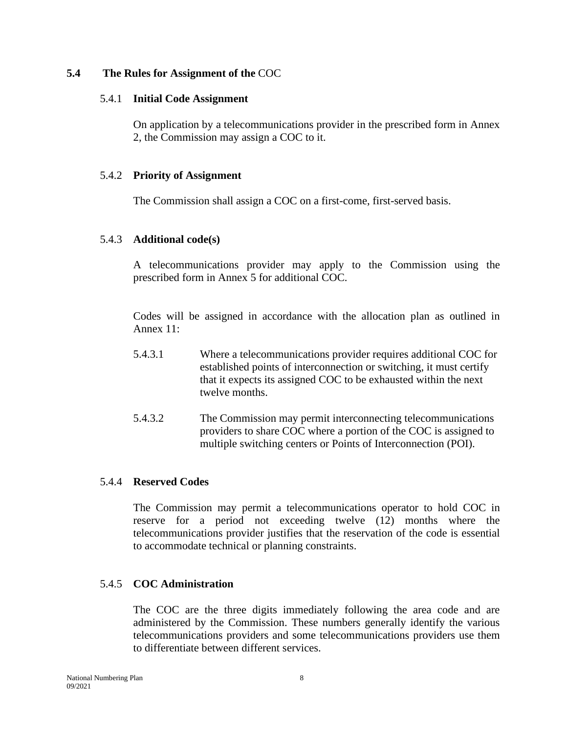## 5.4 The Rules for Assignment of the COC

### 5.4.1 **Initial Code Assignment**

On application by a telecommunications provider in the prescribed form in Annex 2, the Commission may assign a COC to it.

### 5.4.2 **Priority of Assignment**

The Commission shall assign a COC on a first-come, first-served basis.

### 5.4.3 **Additional code(s)**

A telecommunications provider may apply to the Commission using the prescribed form in Annex 5 for additional COC.

Codes will be assigned in accordance with the allocation plan as outlined in Annex 11:

5.4.3.1 Where a telecommunications provider requires additional COC for established points of interconnection or switching, it must certify that it expects its assigned COC to be exhausted within the next twelve months.

5.4.3.2 The Commission may permit interconnecting telecommunications providers to share COC where a portion of the COC is assigned to multiple switching centers or Points of Interconnection (POI).

### 5.4.4 **Reserved Codes**

The Commission may permit a telecommunications operator to hold COC in reserve for a period not exceeding twelve (12) months where the telecommunications provider justifies that the reservation of the code is essential to accommodate technical or planning constraints.

### 5.4.5 **COC Administration**

The COC are the three digits immediately following the area code and are administered by the Commission. These numbers generally identify the various telecommunications providers and some telecommunications providers use them to differentiate between different services.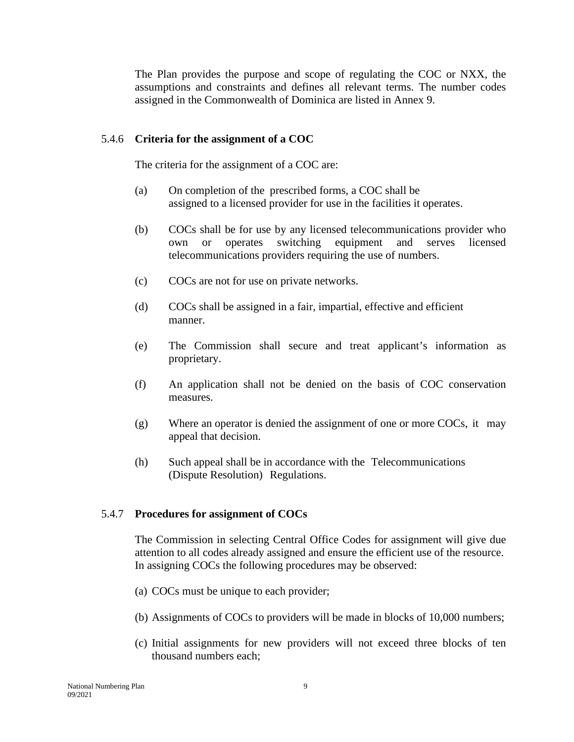The Plan provides the purpose and scope of regulating the COC or NXX, the assumptions and constraints and defines all relevant terms. The number codes assigned in the Commonwealth of Dominica are listed in Annex 9.

### 5.4.6 **Criteria for the assignment of a COC**

The criteria for the assignment of a COC are:

(a) On completion of the prescribed forms, a COC shall be assigned to a licensed provider for use in the facilities it operates.

(b) COCs shall be for use by any licensed telecommunications provider who own or operates switching equipment and serves licensed telecommunications providers requiring the use of numbers.

(c) COCs are not for use on private networks.

(d) COCs shall be assigned in a fair, impartial, effective and efficient manner.

(e) The Commission shall secure and treat applicant's information as proprietary.

(f) An application shall not be denied on the basis of COC conservation measures.

(g) Where an operator is denied the assignment of one or more COCs, it may appeal that decision.

(h) Such appeal shall be in accordance with the Telecommunications (Dispute Resolution) Regulations.

### 5.4.7 **Procedures for assignment of COCs**

The Commission in selecting Central Office Codes for assignment will give due attention to all codes already assigned and ensure the efficient use of the resource. In assigning COCs the following procedures may be observed:

(a) COCs must be unique to each provider;

(b) Assignments of COCs to providers will be made in blocks of 10,000 numbers;

(c) Initial assignments for new providers will not exceed three blocks of ten thousand numbers each;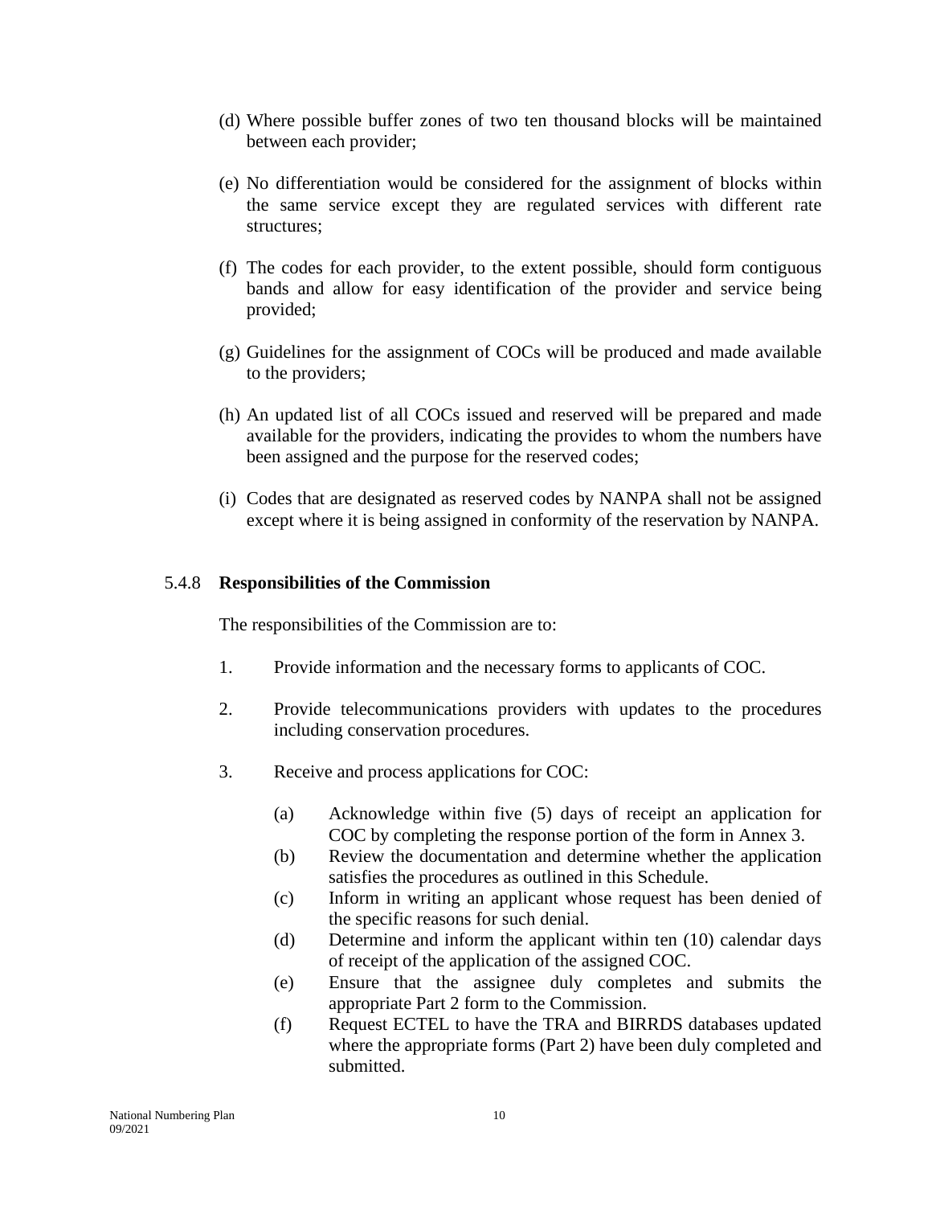(d) Where possible buffer zones of two ten thousand blocks will be maintained between each provider;

(e) No differentiation would be considered for the assignment of blocks within the same service except they are regulated services with different rate structures;

(f) The codes for each provider, to the extent possible, should form contiguous bands and allow for easy identification of the provider and service being provided;

(g) Guidelines for the assignment of COCs will be produced and made available to the providers;

(h) An updated list of all COCs issued and reserved will be prepared and made available for the providers, indicating the provides to whom the numbers have been assigned and the purpose for the reserved codes;

(i) Codes that are designated as reserved codes by NANPA shall not be assigned except where it is being assigned in conformity of the reservation by NANPA.

### 5.4.8 **Responsibilities of the Commission**

The responsibilities of the Commission are to:

1. Provide information and the necessary forms to applicants of COC.

2. Provide telecommunications providers with updates to the procedures including conservation procedures.

3. Receive and process applications for COC:

   (a) Acknowledge within five (5) days of receipt an application for COC by completing the response portion of the form in Annex 3.
   (b) Review the documentation and determine whether the application satisfies the procedures as outlined in this Schedule.
   (c) Inform in writing an applicant whose request has been denied of the specific reasons for such denial.
   (d) Determine and inform the applicant within ten (10) calendar days of receipt of the application of the assigned COC.
   (e) Ensure that the assignee duly completes and submits the appropriate Part 2 form to the Commission.
   (f) Request ECTEL to have the TRA and BIRRDS databases updated where the appropriate forms (Part 2) have been duly completed and submitted.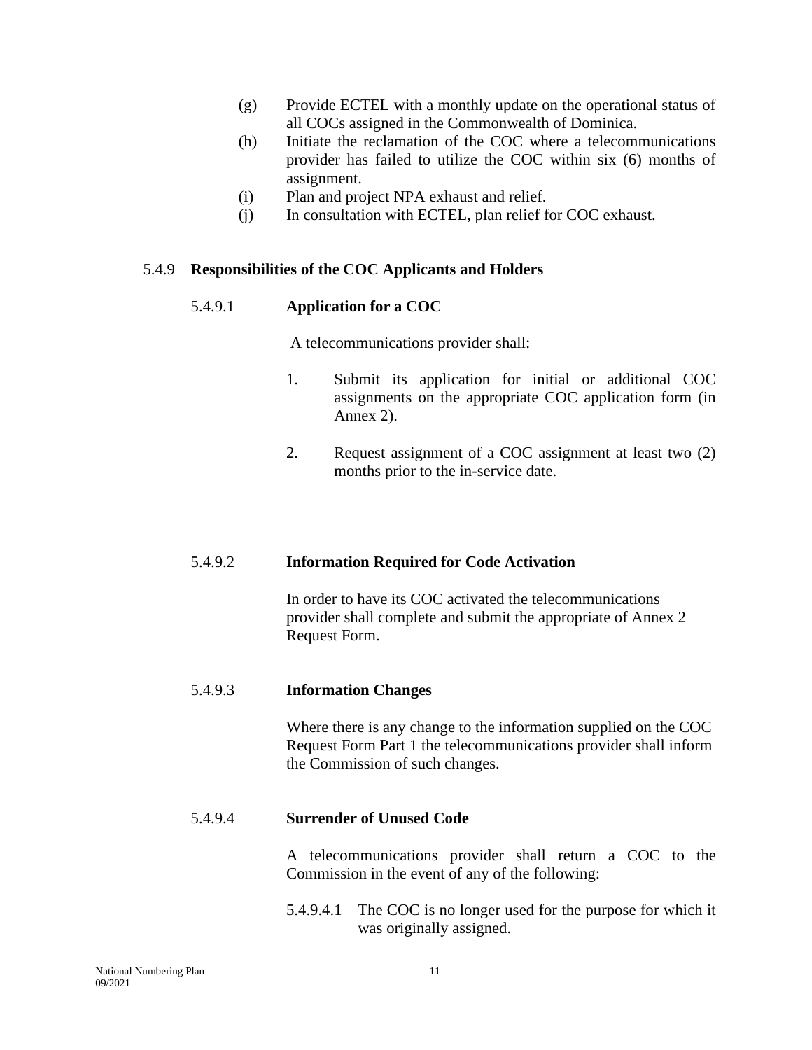(g) Provide ECTEL with a monthly update on the operational status of all COCs assigned in the Commonwealth of Dominica.

(h) Initiate the reclamation of the COC where a telecommunications provider has failed to utilize the COC within six (6) months of assignment.

(i) Plan and project NPA exhaust and relief.

(j) In consultation with ECTEL, plan relief for COC exhaust.

### 5.4.9 Responsibilities of the COC Applicants and Holders

#### 5.4.9.1 Application for a COC

A telecommunications provider shall:

1. Submit its application for initial or additional COC assignments on the appropriate COC application form (in Annex 2).

2. Request assignment of a COC assignment at least two (2) months prior to the in-service date.

#### 5.4.9.2 Information Required for Code Activation

In order to have its COC activated the telecommunications provider shall complete and submit the appropriate of Annex 2 Request Form.

#### 5.4.9.3 Information Changes

Where there is any change to the information supplied on the COC Request Form Part 1 the telecommunications provider shall inform the Commission of such changes.

#### 5.4.9.4 Surrender of Unused Code

A telecommunications provider shall return a COC to the Commission in the event of any of the following:

5.4.9.4.1 The COC is no longer used for the purpose for which it was originally assigned.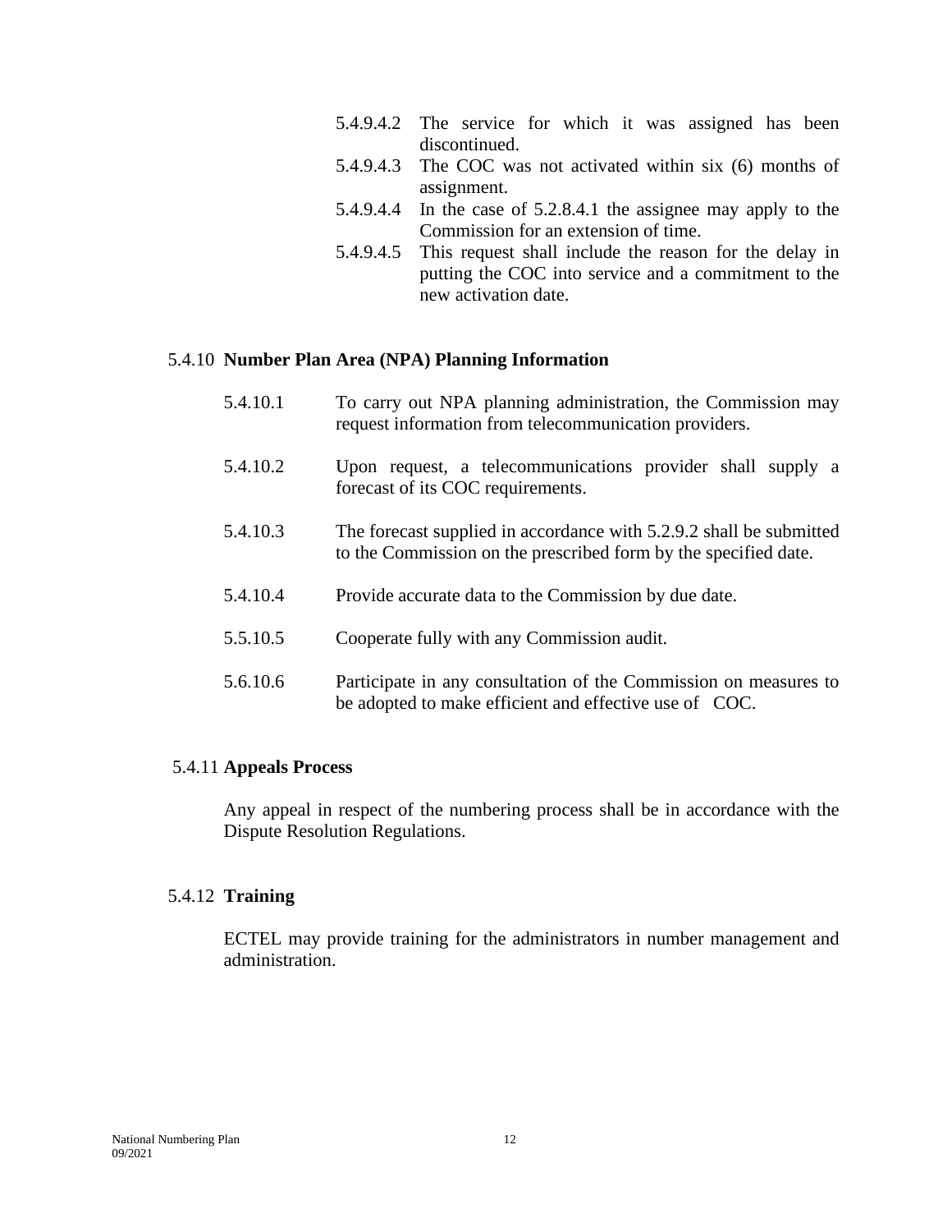5.4.9.4.2 The service for which it was assigned has been discontinued.

5.4.9.4.3 The COC was not activated within six (6) months of assignment.

5.4.9.4.4 In the case of 5.2.8.4.1 the assignee may apply to the Commission for an extension of time.

5.4.9.4.5 This request shall include the reason for the delay in putting the COC into service and a commitment to the new activation date.

### 5.4.10 **Number Plan Area (NPA) Planning Information**

5.4.10.1 To carry out NPA planning administration, the Commission may request information from telecommunication providers.

5.4.10.2 Upon request, a telecommunications provider shall supply a forecast of its COC requirements.

5.4.10.3 The forecast supplied in accordance with 5.2.9.2 shall be submitted to the Commission on the prescribed form by the specified date.

5.4.10.4 Provide accurate data to the Commission by due date.

5.5.10.5 Cooperate fully with any Commission audit.

5.6.10.6 Participate in any consultation of the Commission on measures to be adopted to make efficient and effective use of COC.

### 5.4.11 **Appeals Process**

Any appeal in respect of the numbering process shall be in accordance with the Dispute Resolution Regulations.

### 5.4.12 **Training**

ECTEL may provide training for the administrators in number management and administration.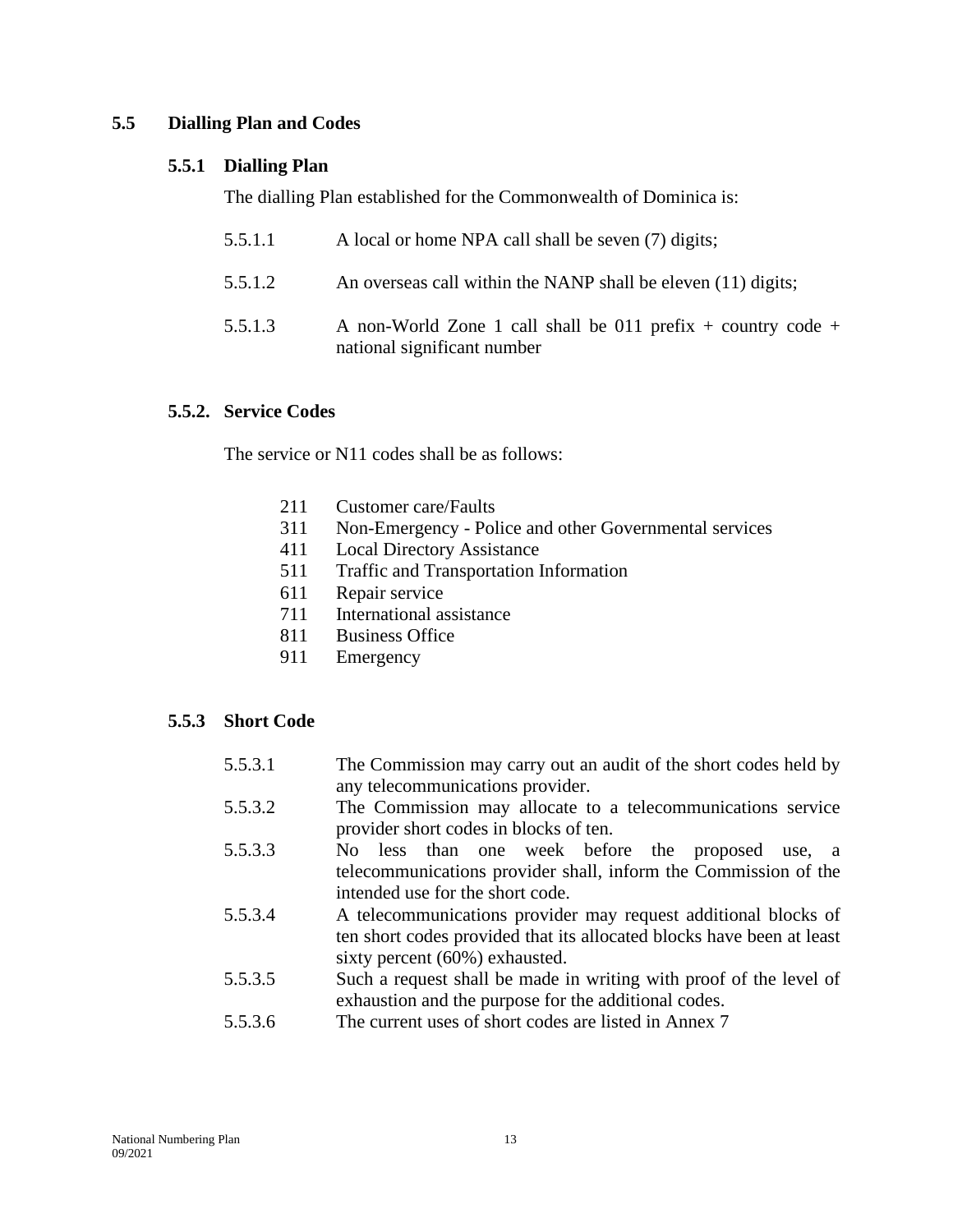## 5.5 Dialling Plan and Codes

### 5.5.1 Dialling Plan

The dialling Plan established for the Commonwealth of Dominica is:

5.5.1.1 A local or home NPA call shall be seven (7) digits;

5.5.1.2 An overseas call within the NANP shall be eleven (11) digits;

5.5.1.3 A non-World Zone 1 call shall be 011 prefix + country code + national significant number

### 5.5.2. Service Codes

The service or N11 codes shall be as follows:

- 211 Customer care/Faults
- 311 Non-Emergency - Police and other Governmental services
- 411 Local Directory Assistance
- 511 Traffic and Transportation Information
- 611 Repair service
- 711 International assistance
- 811 Business Office
- 911 Emergency

### 5.5.3 Short Code

5.5.3.1 The Commission may carry out an audit of the short codes held by any telecommunications provider.

5.5.3.2 The Commission may allocate to a telecommunications service provider short codes in blocks of ten.

5.5.3.3 No less than one week before the proposed use, a telecommunications provider shall, inform the Commission of the intended use for the short code.

5.5.3.4 A telecommunications provider may request additional blocks of ten short codes provided that its allocated blocks have been at least sixty percent (60%) exhausted.

5.5.3.5 Such a request shall be made in writing with proof of the level of exhaustion and the purpose for the additional codes.

5.5.3.6 The current uses of short codes are listed in Annex 7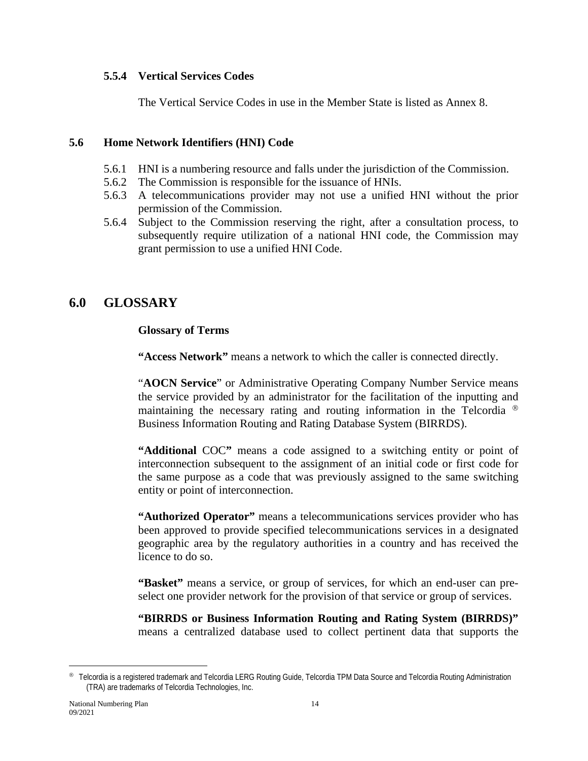### 5.5.4 Vertical Services Codes

The Vertical Service Codes in use in the Member State is listed as Annex 8.

### 5.6 Home Network Identifiers (HNI) Code

5.6.1 HNI is a numbering resource and falls under the jurisdiction of the Commission.
5.6.2 The Commission is responsible for the issuance of HNIs.
5.6.3 A telecommunications provider may not use a unified HNI without the prior permission of the Commission.
5.6.4 Subject to the Commission reserving the right, after a consultation process, to subsequently require utilization of a national HNI code, the Commission may grant permission to use a unified HNI Code.

## 6.0 GLOSSARY

**Glossary of Terms**

**"Access Network"** means a network to which the caller is connected directly.

"**AOCN Service**" or Administrative Operating Company Number Service means the service provided by an administrator for the facilitation of the inputting and maintaining the necessary rating and routing information in the Telcordia ® Business Information Routing and Rating Database System (BIRRDS).

**"Additional** COC**"** means a code assigned to a switching entity or point of interconnection subsequent to the assignment of an initial code or first code for the same purpose as a code that was previously assigned to the same switching entity or point of interconnection.

**"Authorized Operator"** means a telecommunications services provider who has been approved to provide specified telecommunications services in a designated geographic area by the regulatory authorities in a country and has received the licence to do so.

**"Basket"** means a service, or group of services, for which an end-user can pre-select one provider network for the provision of that service or group of services.

**"BIRRDS or Business Information Routing and Rating System (BIRRDS)"** means a centralized database used to collect pertinent data that supports the

® Telcordia is a registered trademark and Telcordia LERG Routing Guide, Telcordia TPM Data Source and Telcordia Routing Administration (TRA) are trademarks of Telcordia Technologies, Inc.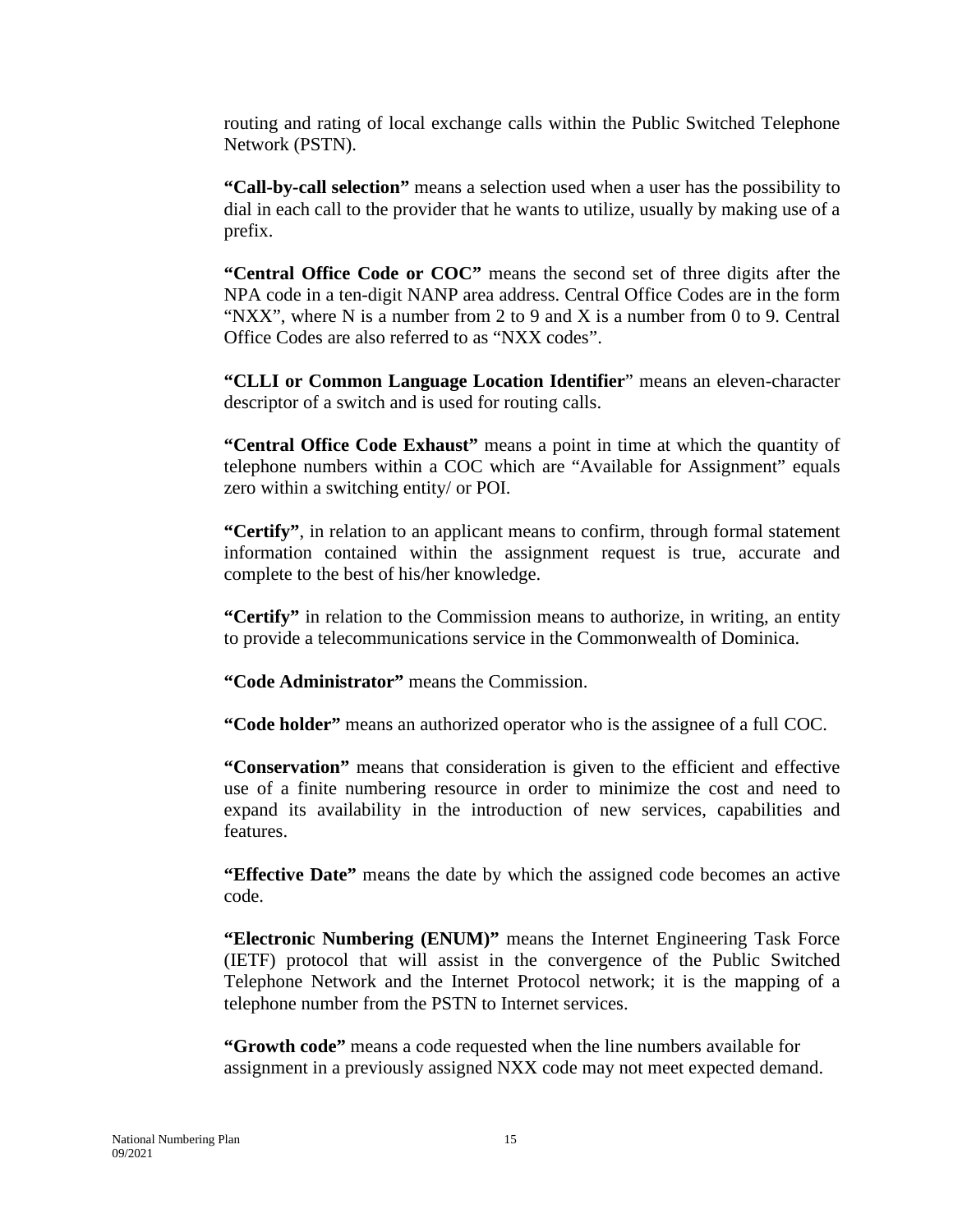routing and rating of local exchange calls within the Public Switched Telephone Network (PSTN).

**"Call-by-call selection"** means a selection used when a user has the possibility to dial in each call to the provider that he wants to utilize, usually by making use of a prefix.

**"Central Office Code or COC"** means the second set of three digits after the NPA code in a ten-digit NANP area address. Central Office Codes are in the form "NXX", where N is a number from 2 to 9 and X is a number from 0 to 9. Central Office Codes are also referred to as "NXX codes".

**"CLLI or Common Language Location Identifier**" means an eleven-character descriptor of a switch and is used for routing calls.

**"Central Office Code Exhaust"** means a point in time at which the quantity of telephone numbers within a COC which are "Available for Assignment" equals zero within a switching entity/ or POI.

**"Certify"**, in relation to an applicant means to confirm, through formal statement information contained within the assignment request is true, accurate and complete to the best of his/her knowledge.

**"Certify"** in relation to the Commission means to authorize, in writing, an entity to provide a telecommunications service in the Commonwealth of Dominica.

**"Code Administrator"** means the Commission.

**"Code holder"** means an authorized operator who is the assignee of a full COC.

**"Conservation"** means that consideration is given to the efficient and effective use of a finite numbering resource in order to minimize the cost and need to expand its availability in the introduction of new services, capabilities and features.

**"Effective Date"** means the date by which the assigned code becomes an active code.

**"Electronic Numbering (ENUM)"** means the Internet Engineering Task Force (IETF) protocol that will assist in the convergence of the Public Switched Telephone Network and the Internet Protocol network; it is the mapping of a telephone number from the PSTN to Internet services.

**"Growth code"** means a code requested when the line numbers available for assignment in a previously assigned NXX code may not meet expected demand.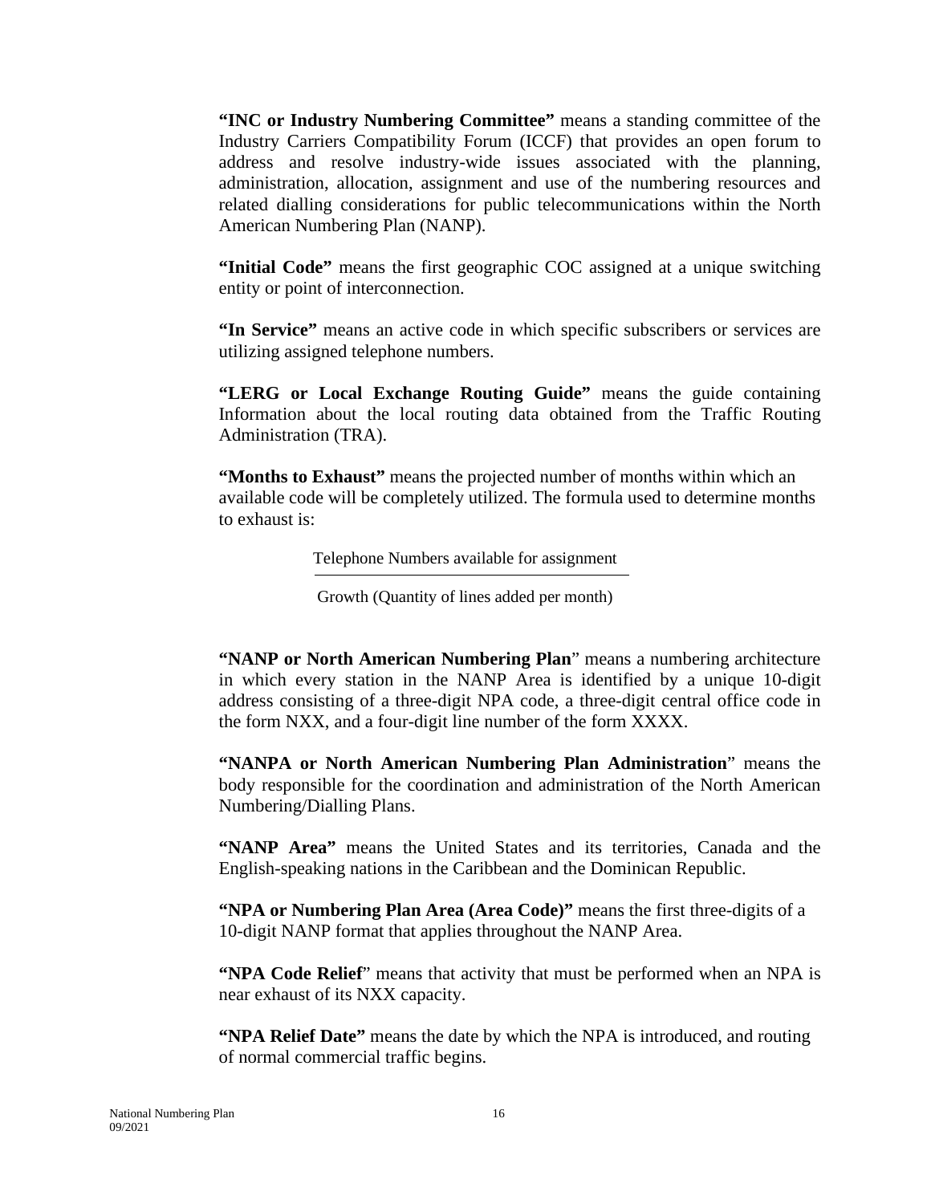**"INC or Industry Numbering Committee"** means a standing committee of the Industry Carriers Compatibility Forum (ICCF) that provides an open forum to address and resolve industry-wide issues associated with the planning, administration, allocation, assignment and use of the numbering resources and related dialling considerations for public telecommunications within the North American Numbering Plan (NANP).

**"Initial Code"** means the first geographic COC assigned at a unique switching entity or point of interconnection.

**"In Service"** means an active code in which specific subscribers or services are utilizing assigned telephone numbers.

**"LERG or Local Exchange Routing Guide"** means the guide containing Information about the local routing data obtained from the Traffic Routing Administration (TRA).

**"Months to Exhaust"** means the projected number of months within which an available code will be completely utilized. The formula used to determine months to exhaust is:

$$\frac{\text{Telephone Numbers available for assignment}}{\text{Growth (Quantity of lines added per month)}}$$

**"NANP or North American Numbering Plan"** means a numbering architecture in which every station in the NANP Area is identified by a unique 10-digit address consisting of a three-digit NPA code, a three-digit central office code in the form NXX, and a four-digit line number of the form XXXX.

**"NANPA or North American Numbering Plan Administration"** means the body responsible for the coordination and administration of the North American Numbering/Dialling Plans.

**"NANP Area"** means the United States and its territories, Canada and the English-speaking nations in the Caribbean and the Dominican Republic.

**"NPA or Numbering Plan Area (Area Code)"** means the first three-digits of a 10-digit NANP format that applies throughout the NANP Area.

**"NPA Code Relief"** means that activity that must be performed when an NPA is near exhaust of its NXX capacity.

**"NPA Relief Date"** means the date by which the NPA is introduced, and routing of normal commercial traffic begins.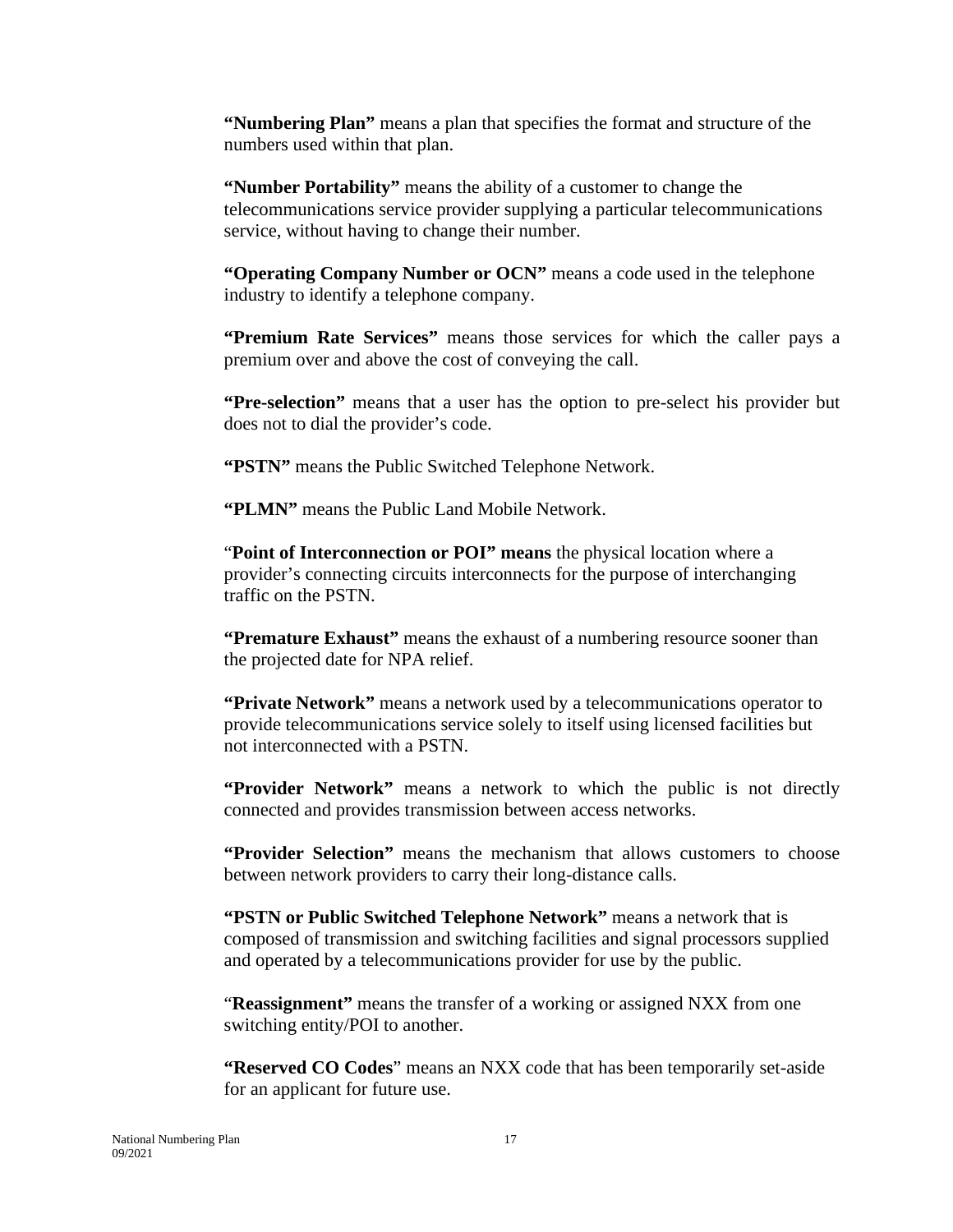**"Numbering Plan"** means a plan that specifies the format and structure of the numbers used within that plan.

**"Number Portability"** means the ability of a customer to change the telecommunications service provider supplying a particular telecommunications service, without having to change their number.

**"Operating Company Number or OCN"** means a code used in the telephone industry to identify a telephone company.

**"Premium Rate Services"** means those services for which the caller pays a premium over and above the cost of conveying the call.

**"Pre-selection"** means that a user has the option to pre-select his provider but does not to dial the provider's code.

**"PSTN"** means the Public Switched Telephone Network.

**"PLMN"** means the Public Land Mobile Network.

"**Point of Interconnection or POI" means** the physical location where a provider's connecting circuits interconnects for the purpose of interchanging traffic on the PSTN.

**"Premature Exhaust"** means the exhaust of a numbering resource sooner than the projected date for NPA relief.

**"Private Network"** means a network used by a telecommunications operator to provide telecommunications service solely to itself using licensed facilities but not interconnected with a PSTN.

**"Provider Network"** means a network to which the public is not directly connected and provides transmission between access networks.

**"Provider Selection"** means the mechanism that allows customers to choose between network providers to carry their long-distance calls.

**"PSTN or Public Switched Telephone Network"** means a network that is composed of transmission and switching facilities and signal processors supplied and operated by a telecommunications provider for use by the public.

"**Reassignment"** means the transfer of a working or assigned NXX from one switching entity/POI to another.

**"Reserved CO Codes**" means an NXX code that has been temporarily set-aside for an applicant for future use.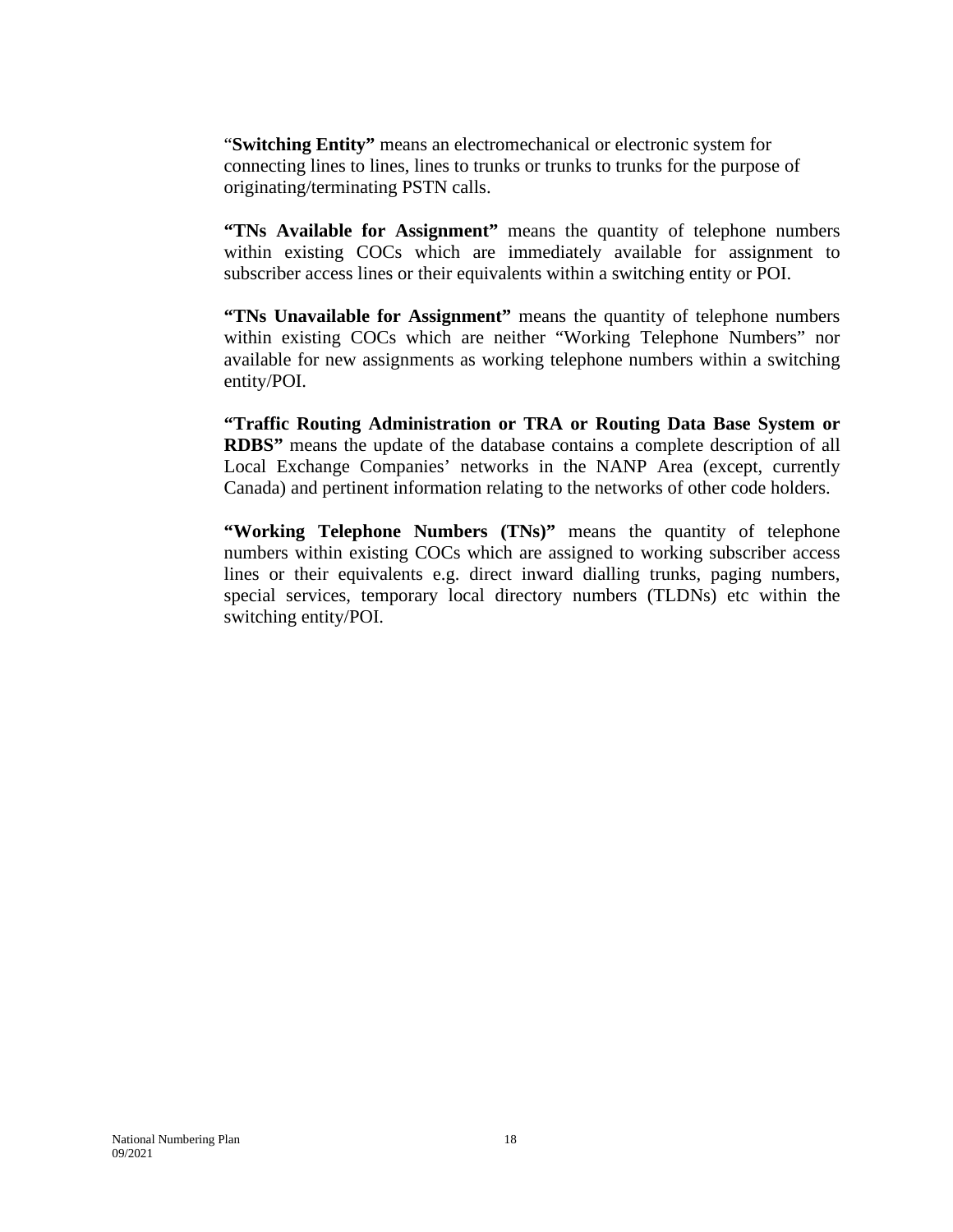“**Switching Entity”** means an electromechanical or electronic system for connecting lines to lines, lines to trunks or trunks to trunks for the purpose of originating/terminating PSTN calls.

**“TNs Available for Assignment”** means the quantity of telephone numbers within existing COCs which are immediately available for assignment to subscriber access lines or their equivalents within a switching entity or POI.

**“TNs Unavailable for Assignment”** means the quantity of telephone numbers within existing COCs which are neither “Working Telephone Numbers” nor available for new assignments as working telephone numbers within a switching entity/POI.

**“Traffic Routing Administration or TRA or Routing Data Base System or RDBS”** means the update of the database contains a complete description of all Local Exchange Companies’ networks in the NANP Area (except, currently Canada) and pertinent information relating to the networks of other code holders.

**“Working Telephone Numbers (TNs)”** means the quantity of telephone numbers within existing COCs which are assigned to working subscriber access lines or their equivalents e.g. direct inward dialling trunks, paging numbers, special services, temporary local directory numbers (TLDNs) etc within the switching entity/POI.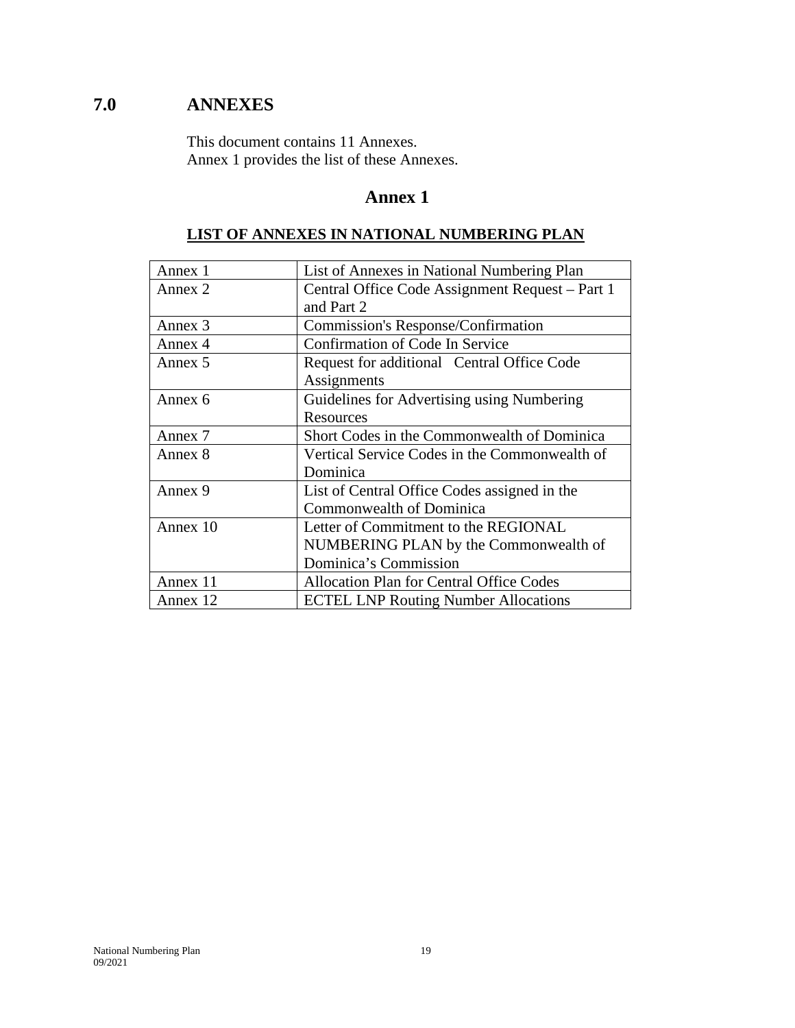# 7.0 ANNEXES

This document contains 11 Annexes.
Annex 1 provides the list of these Annexes.

## Annex 1

### LIST OF ANNEXES IN NATIONAL NUMBERING PLAN

| | |
|---|---|
| Annex 1 | List of Annexes in National Numbering Plan |
| Annex 2 | Central Office Code Assignment Request – Part 1 and Part 2 |
| Annex 3 | Commission's Response/Confirmation |
| Annex 4 | Confirmation of Code In Service |
| Annex 5 | Request for additional Central Office Code Assignments |
| Annex 6 | Guidelines for Advertising using Numbering Resources |
| Annex 7 | Short Codes in the Commonwealth of Dominica |
| Annex 8 | Vertical Service Codes in the Commonwealth of Dominica |
| Annex 9 | List of Central Office Codes assigned in the Commonwealth of Dominica |
| Annex 10 | Letter of Commitment to the REGIONAL NUMBERING PLAN by the Commonwealth of Dominica's Commission |
| Annex 11 | Allocation Plan for Central Office Codes |
| Annex 12 | ECTEL LNP Routing Number Allocations |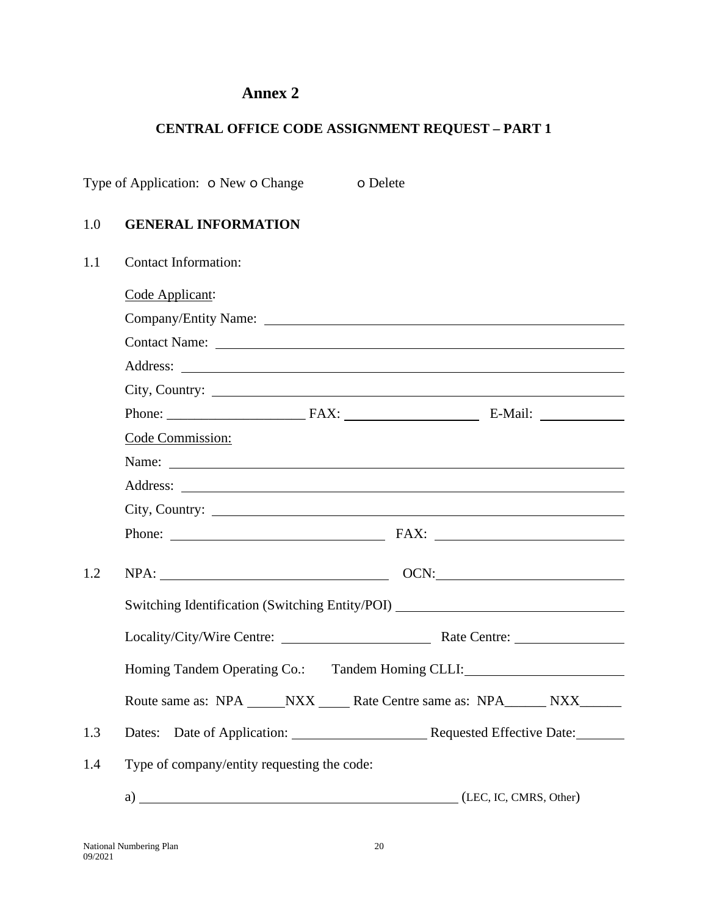# Annex 2

## CENTRAL OFFICE CODE ASSIGNMENT REQUEST – PART 1

Type of Application: o New o Change o Delete

1.0 **GENERAL INFORMATION**

1.1 Contact Information:

Code Applicant:

Company/Entity Name: \_\_\_\_\_\_\_\_\_\_\_\_\_\_\_\_\_\_\_\_\_\_\_\_\_\_\_\_\_\_\_\_\_\_\_\_\_\_\_\_\_\_\_\_

Contact Name: \_\_\_\_\_\_\_\_\_\_\_\_\_\_\_\_\_\_\_\_\_\_\_\_\_\_\_\_\_\_\_\_\_\_\_\_\_\_\_\_\_\_\_\_\_\_\_\_\_\_

Address: \_\_\_\_\_\_\_\_\_\_\_\_\_\_\_\_\_\_\_\_\_\_\_\_\_\_\_\_\_\_\_\_\_\_\_\_\_\_\_\_\_\_\_\_\_\_\_\_\_\_\_\_\_\_\_\_

City, Country: \_\_\_\_\_\_\_\_\_\_\_\_\_\_\_\_\_\_\_\_\_\_\_\_\_\_\_\_\_\_\_\_\_\_\_\_\_\_\_\_\_\_\_\_\_\_\_\_\_\_

Phone: \_\_\_\_\_\_\_\_\_\_\_\_\_\_\_\_\_\_ FAX: \_\_\_\_\_\_\_\_\_\_\_\_\_\_\_\_\_\_ E-Mail: \_\_\_\_\_\_\_\_\_\_\_\_

Code Commission:

Name: \_\_\_\_\_\_\_\_\_\_\_\_\_\_\_\_\_\_\_\_\_\_\_\_\_\_\_\_\_\_\_\_\_\_\_\_\_\_\_\_\_\_\_\_\_\_\_\_\_\_\_\_\_\_\_\_\_\_

Address: \_\_\_\_\_\_\_\_\_\_\_\_\_\_\_\_\_\_\_\_\_\_\_\_\_\_\_\_\_\_\_\_\_\_\_\_\_\_\_\_\_\_\_\_\_\_\_\_\_\_\_\_\_\_\_\_

City, Country: \_\_\_\_\_\_\_\_\_\_\_\_\_\_\_\_\_\_\_\_\_\_\_\_\_\_\_\_\_\_\_\_\_\_\_\_\_\_\_\_\_\_\_\_\_\_\_\_\_\_

Phone: \_\_\_\_\_\_\_\_\_\_\_\_\_\_\_\_\_\_\_\_\_\_\_\_\_\_\_\_ FAX: \_\_\_\_\_\_\_\_\_\_\_\_\_\_\_\_\_\_\_\_\_\_\_\_\_\_

1.2 NPA: \_\_\_\_\_\_\_\_\_\_\_\_\_\_\_\_\_\_\_\_\_\_\_\_\_\_\_\_\_\_ OCN: \_\_\_\_\_\_\_\_\_\_\_\_\_\_\_\_\_\_\_\_\_\_\_\_\_\_

Switching Identification (Switching Entity/POI) \_\_\_\_\_\_\_\_\_\_\_\_\_\_\_\_\_\_\_\_\_\_\_\_\_\_\_\_\_\_

Locality/City/Wire Centre: \_\_\_\_\_\_\_\_\_\_\_\_\_\_\_\_\_\_\_\_\_ Rate Centre: \_\_\_\_\_\_\_\_\_\_\_\_\_\_\_

Homing Tandem Operating Co.: Tandem Homing CLLI: \_\_\_\_\_\_\_\_\_\_\_\_\_\_\_\_\_\_\_\_\_\_

Route same as: NPA \_\_\_\_\_NXX \_\_\_\_\_ Rate Centre same as: NPA\_\_\_\_\_\_ NXX\_\_\_\_\_\_

1.3 Dates: Date of Application: \_\_\_\_\_\_\_\_\_\_\_\_\_\_\_\_\_\_\_ Requested Effective Date: \_\_\_\_\_\_\_

1.4 Type of company/entity requesting the code:

a) \_\_\_\_\_\_\_\_\_\_\_\_\_\_\_\_\_\_\_\_\_\_\_\_\_\_\_\_\_\_\_\_\_\_\_\_\_\_\_\_\_\_\_\_\_ (LEC, IC, CMRS, Other)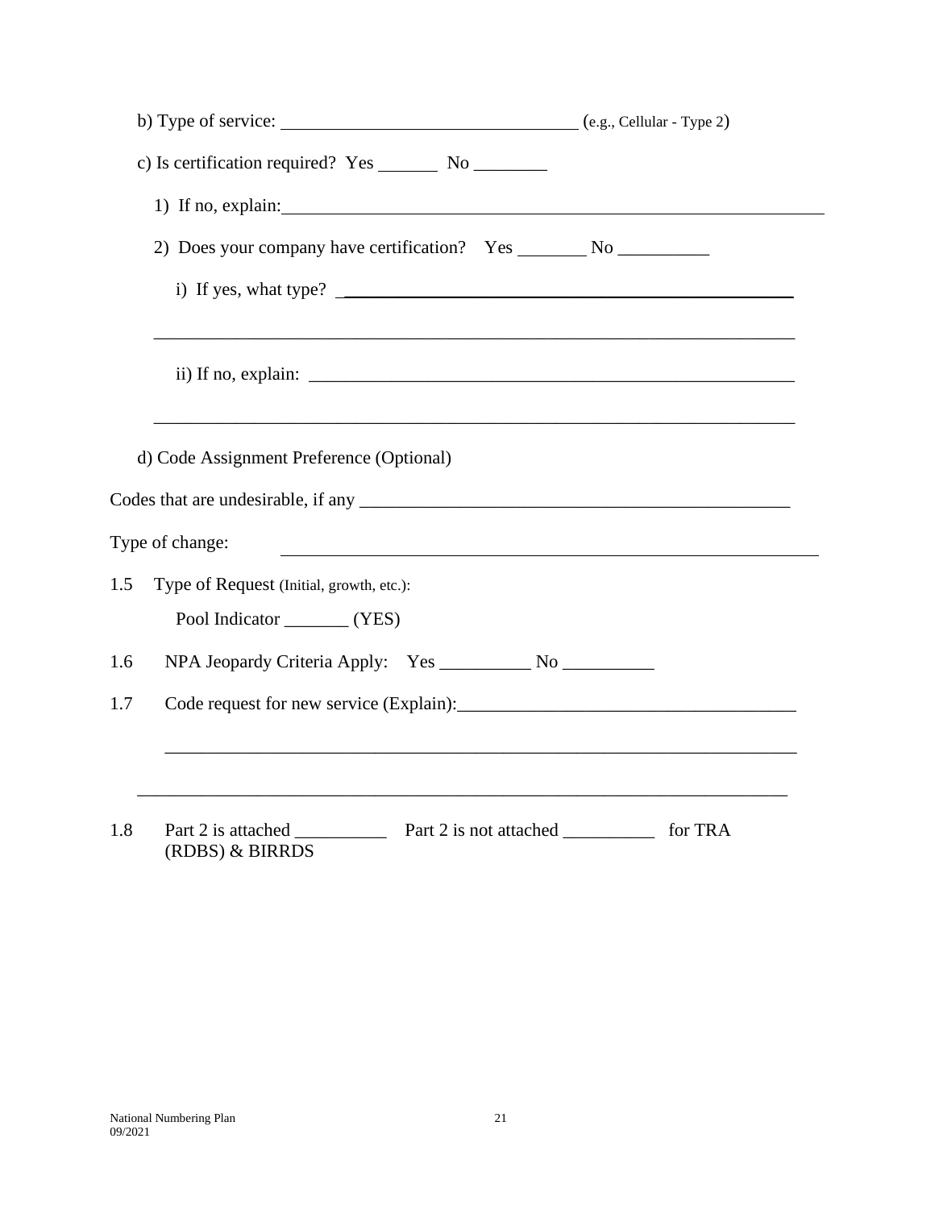b) Type of service: ________________________________ (e.g., Cellular - Type 2)

c) Is certification required? Yes _______ No ________

1) If no, explain:_____________________________________________________________

2) Does your company have certification? Yes ________ No __________

i) If yes, what type? ___________________________________________________

_______________________________________________________________________

ii) If no, explain: ______________________________________________________

_______________________________________________________________________

d) Code Assignment Preference (Optional)

Codes that are undesirable, if any ________________________________________________

Type of change: ___________________________________________________________

1.5 Type of Request (Initial, growth, etc.):

Pool Indicator _______ (YES)

1.6 NPA Jeopardy Criteria Apply: Yes __________ No __________

1.7 Code request for new service (Explain):____________________________________

_______________________________________________________________________

_______________________________________________________________________

1.8 Part 2 is attached __________ Part 2 is not attached __________ for TRA (RDBS) & BIRRDS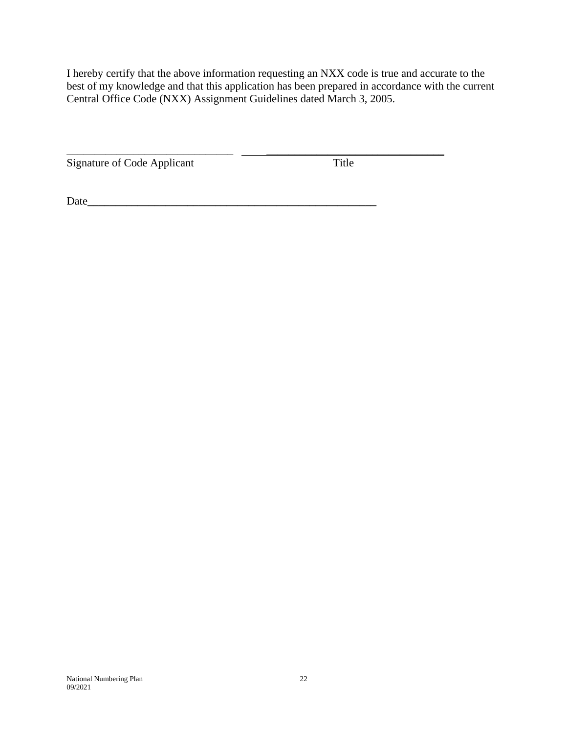I hereby certify that the above information requesting an NXX code is true and accurate to the best of my knowledge and that this application has been prepared in accordance with the current Central Office Code (NXX) Assignment Guidelines dated March 3, 2005.

______________________________ ______________________________

Signature of Code Applicant Title

Date_____________________________________________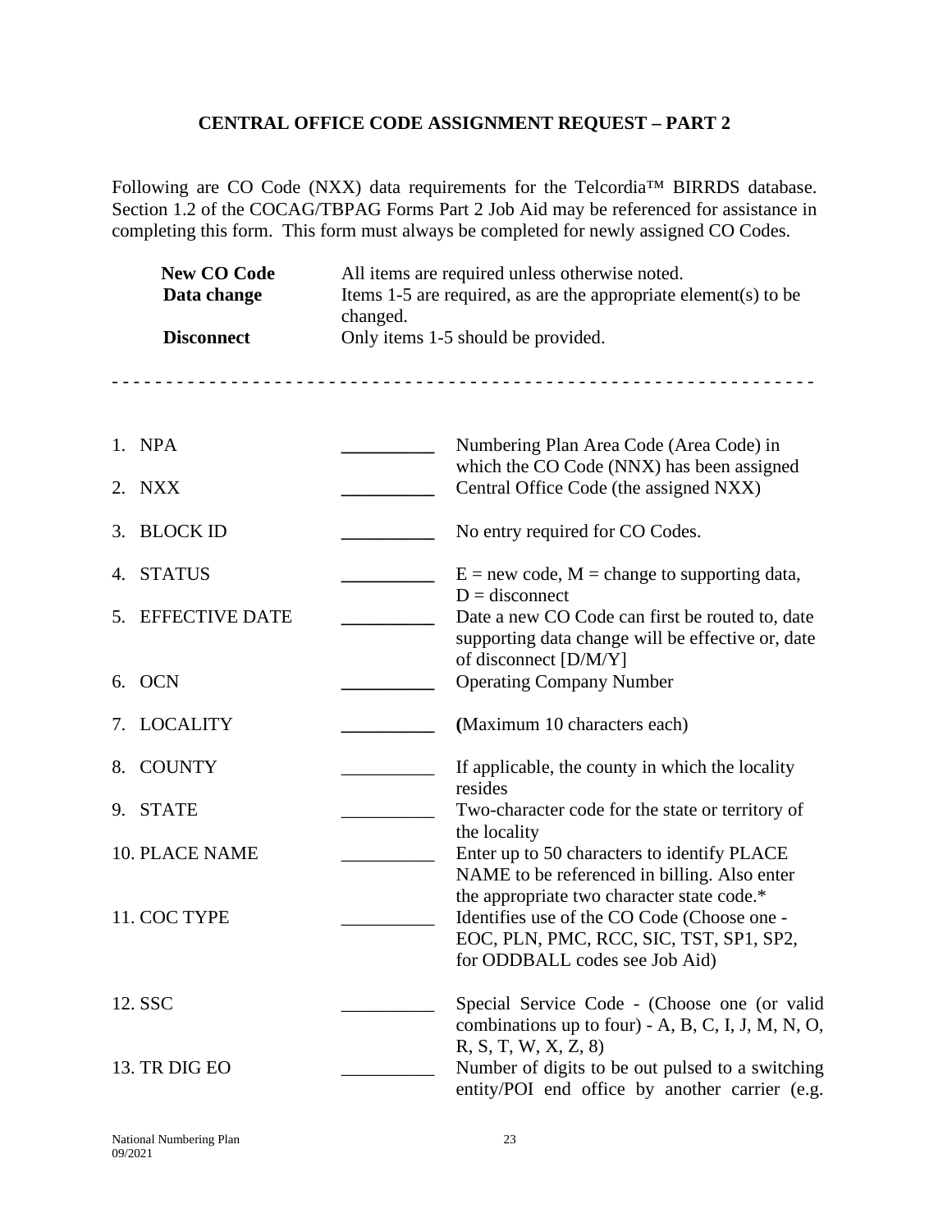## CENTRAL OFFICE CODE ASSIGNMENT REQUEST – PART 2

Following are CO Code (NXX) data requirements for the Telcordia™ BIRRDS database. Section 1.2 of the COCAG/TBPAG Forms Part 2 Job Aid may be referenced for assistance in completing this form. This form must always be completed for newly assigned CO Codes.

| | |
|---|---|
| **New CO Code** | All items are required unless otherwise noted. |
| **Data change** | Items 1-5 are required, as are the appropriate element(s) to be changed. |
| **Disconnect** | Only items 1-5 should be provided. |

- - - - - - - - - - - - - - - - - - - - - - - - - - - - - - - - - - - - - - - - - - - - - - - - - - - - - - - - - - - - - - - -

| Item | Entry | Description |
|---|---|---|
| 1. NPA | __________ | Numbering Plan Area Code (Area Code) in which the CO Code (NNX) has been assigned |
| 2. NXX | __________ | Central Office Code (the assigned NXX) |
| 3. BLOCK ID | __________ | No entry required for CO Codes. |
| 4. STATUS | __________ | E = new code, M = change to supporting data, D = disconnect |
| 5. EFFECTIVE DATE | __________ | Date a new CO Code can first be routed to, date supporting data change will be effective or, date of disconnect [D/M/Y] |
| 6. OCN | __________ | Operating Company Number |
| 7. LOCALITY | __________ | (Maximum 10 characters each) |
| 8. COUNTY | __________ | If applicable, the county in which the locality resides |
| 9. STATE | __________ | Two-character code for the state or territory of the locality |
| 10. PLACE NAME | __________ | Enter up to 50 characters to identify PLACE NAME to be referenced in billing. Also enter the appropriate two character state code.* |
| 11. COC TYPE | __________ | Identifies use of the CO Code (Choose one - EOC, PLN, PMC, RCC, SIC, TST, SP1, SP2, for ODDBALL codes see Job Aid) |
| 12. SSC | __________ | Special Service Code - (Choose one (or valid combinations up to four) - A, B, C, I, J, M, N, O, R, S, T, W, X, Z, 8) |
| 13. TR DIG EO | __________ | Number of digits to be out pulsed to a switching entity/POI end office by another carrier (e.g. |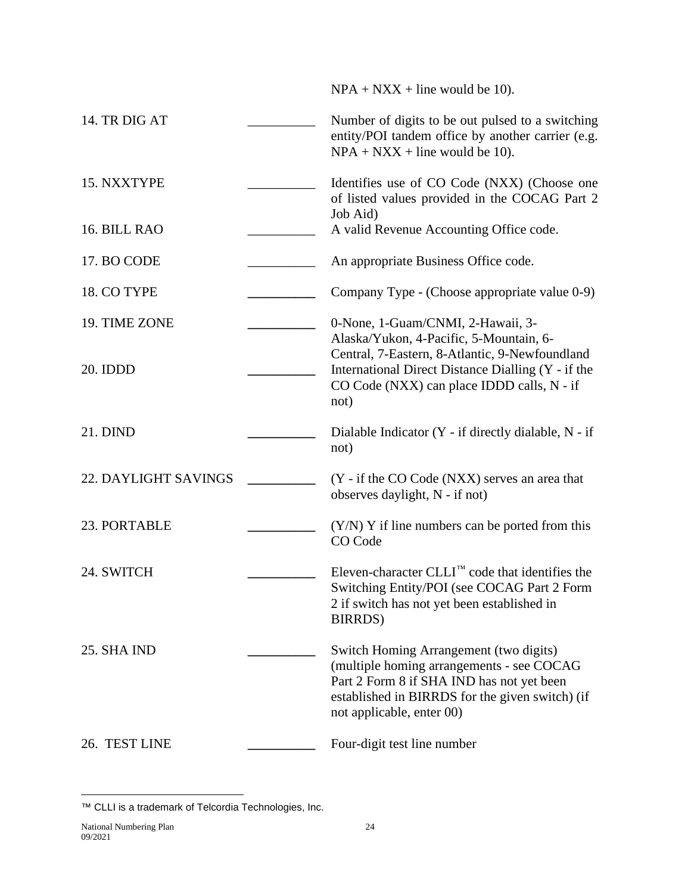NPA + NXX + line would be 10).

| | | |
|---|---|---|
| 14. TR DIG AT | __________ | Number of digits to be out pulsed to a switching entity/POI tandem office by another carrier (e.g. NPA + NXX + line would be 10). |
| 15. NXXTYPE | __________ | Identifies use of CO Code (NXX) (Choose one of listed values provided in the COCAG Part 2 Job Aid) |
| 16. BILL RAO | __________ | A valid Revenue Accounting Office code. |
| 17. BO CODE | __________ | An appropriate Business Office code. |
| 18. CO TYPE | __________ | Company Type - (Choose appropriate value 0-9) |
| 19. TIME ZONE | __________ | 0-None, 1-Guam/CNMI, 2-Hawaii, 3-Alaska/Yukon, 4-Pacific, 5-Mountain, 6-Central, 7-Eastern, 8-Atlantic, 9-Newfoundland |
| 20. IDDD | __________ | International Direct Distance Dialling (Y - if the CO Code (NXX) can place IDDD calls, N - if not) |
| 21. DIND | __________ | Dialable Indicator (Y - if directly dialable, N - if not) |
| 22. DAYLIGHT SAVINGS | __________ | (Y - if the CO Code (NXX) serves an area that observes daylight, N - if not) |
| 23. PORTABLE | __________ | (Y/N) Y if line numbers can be ported from this CO Code |
| 24. SWITCH | __________ | Eleven-character CLLI™ code that identifies the Switching Entity/POI (see COCAG Part 2 Form 2 if switch has not yet been established in BIRRDS) |
| 25. SHA IND | __________ | Switch Homing Arrangement (two digits) (multiple homing arrangements - see COCAG Part 2 Form 8 if SHA IND has not yet been established in BIRRDS for the given switch) (if not applicable, enter 00) |
| 26. TEST LINE | __________ | Four-digit test line number |

™ CLLI is a trademark of Telcordia Technologies, Inc.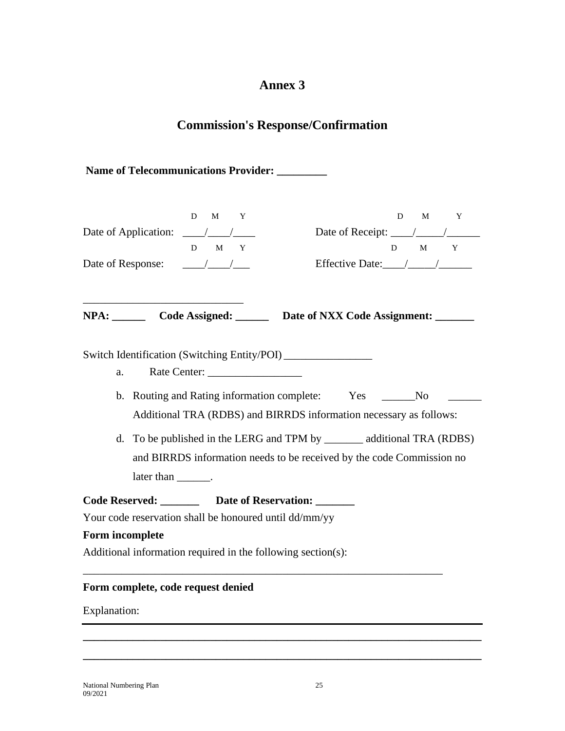# Annex 3

## Commission's Response/Confirmation

**Name of Telecommunications Provider: _________**

Date of Application: ____/____/____ (D M Y) Date of Receipt: ____/_____/______ (D M Y)

Date of Response: ____/____/___ (D M Y) Effective Date:____/_____/______ (D M Y)

____________________________

**NPA: ______ Code Assigned: ______ Date of NXX Code Assignment: _______**

Switch Identification (Switching Entity/POI) ________________

a. Rate Center: _________________

b. Routing and Rating information complete: Yes ______No ______
Additional TRA (RDBS) and BIRRDS information necessary as follows:

d. To be published in the LERG and TPM by _______ additional TRA (RDBS) and BIRRDS information needs to be received by the code Commission no later than ______.

**Code Reserved: _______ Date of Reservation: _______**

Your code reservation shall be honoured until dd/mm/yy

**Form incomplete**

Additional information required in the following section(s):

_________________________________________________________________

**Form complete, code request denied**

Explanation:

_________________________________________________________________

_________________________________________________________________

_________________________________________________________________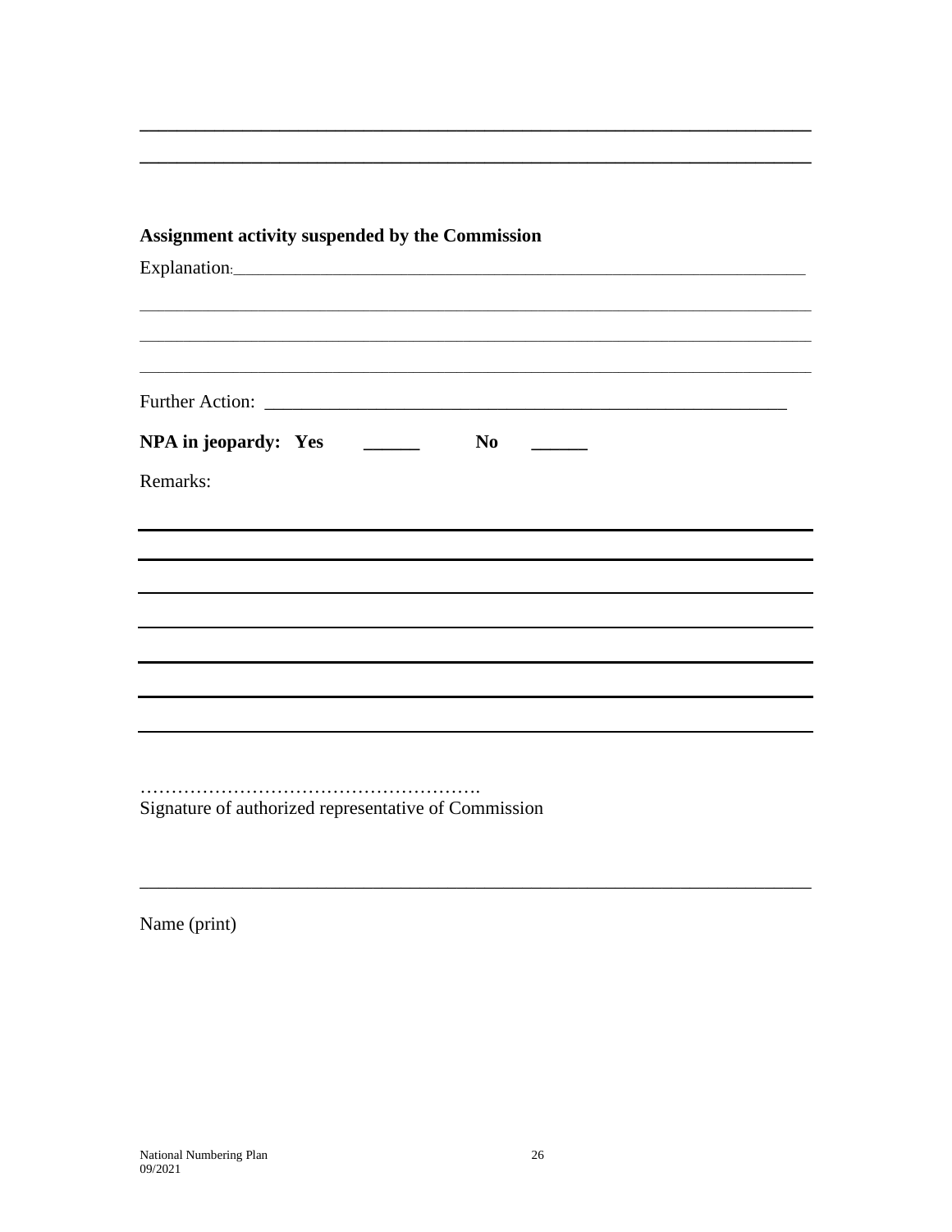________________________________________________________________________

________________________________________________________________________

**Assignment activity suspended by the Commission**

Explanation:________________________________________________________________

________________________________________________________________________

________________________________________________________________________

________________________________________________________________________

Further Action: ______________________________________________________

**NPA in jeopardy: Yes ______ No ______**

Remarks:

________________________________________________________________________

________________________________________________________________________

________________________________________________________________________

________________________________________________________________________

________________________________________________________________________

________________________________________________________________________

……………………………………………….

Signature of authorized representative of Commission

________________________________________________________________________

Name (print)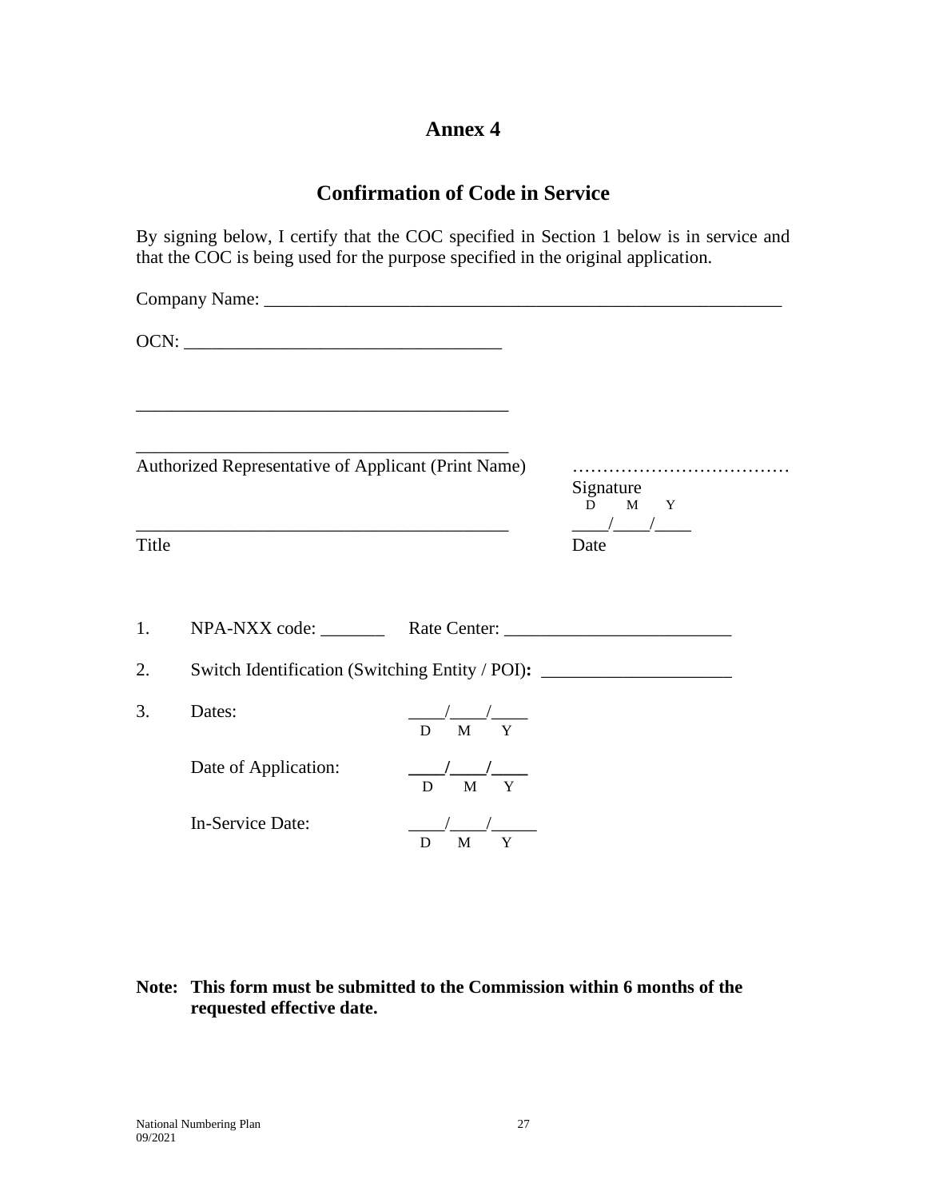# Annex 4

## Confirmation of Code in Service

By signing below, I certify that the COC specified in Section 1 below is in service and that the COC is being used for the purpose specified in the original application.

Company Name: ___________________________________________________________

OCN: ____________________________________

_________________________________________

_________________________________________

Authorized Representative of Applicant (Print Name) ………………………………
Signature

_________________________________________ ____/____/____ (D M Y)

Title Date

1. NPA-NXX code: _______ Rate Center: _________________________

2. Switch Identification (Switching Entity / POI)**:** ____________________

3. Dates: ____/____/____ (D M Y)

   Date of Application: ____/____/____ (D M Y)

   In-Service Date: ____/____/_____ (D M Y)

**Note: This form must be submitted to the Commission within 6 months of the requested effective date.**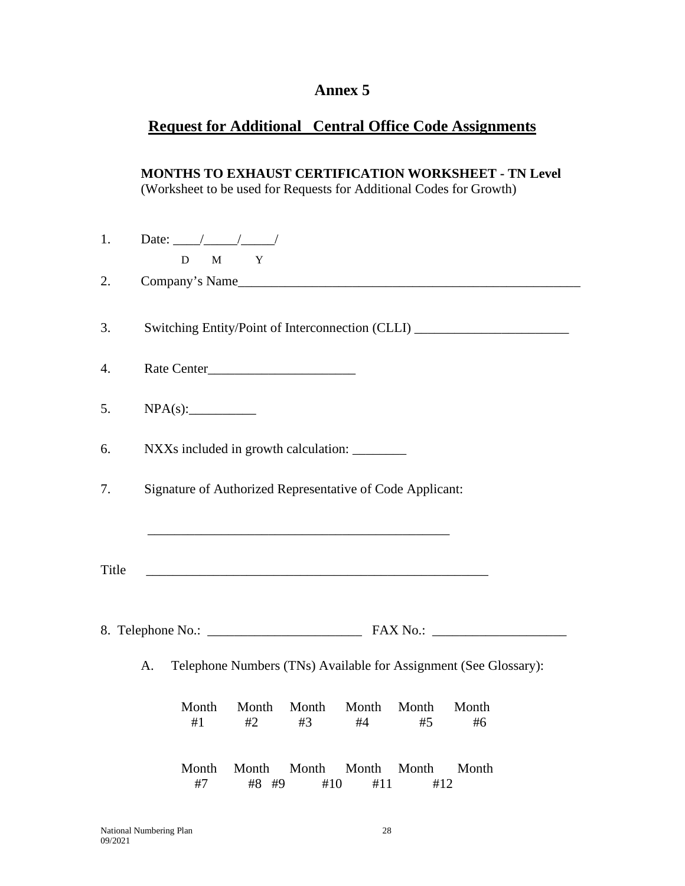# Annex 5

## Request for Additional Central Office Code Assignments

**MONTHS TO EXHAUST CERTIFICATION WORKSHEET - TN Level**
(Worksheet to be used for Requests for Additional Codes for Growth)

1. Date: ____/_____/_____/
   D M Y

2. Company's Name_____________________________________________________

3. Switching Entity/Point of Interconnection (CLLI) _______________________

4. Rate Center______________________

5. NPA(s):__________

6. NXXs included in growth calculation: ________

7. Signature of Authorized Representative of Code Applicant:

   _____________________________________________

Title _____________________________________________________

8. Telephone No.: _______________________ FAX No.: ___________________

   A. Telephone Numbers (TNs) Available for Assignment (See Glossary):

| Month #1 | Month #2 | Month #3 | Month #4 | Month #5 | Month #6 |
|---|---|---|---|---|---|
| | | | | | |

| Month #7 | Month #8 | Month #9 | Month #10 | Month #11 | Month #12 |
|---|---|---|---|---|---|
| | | | | | |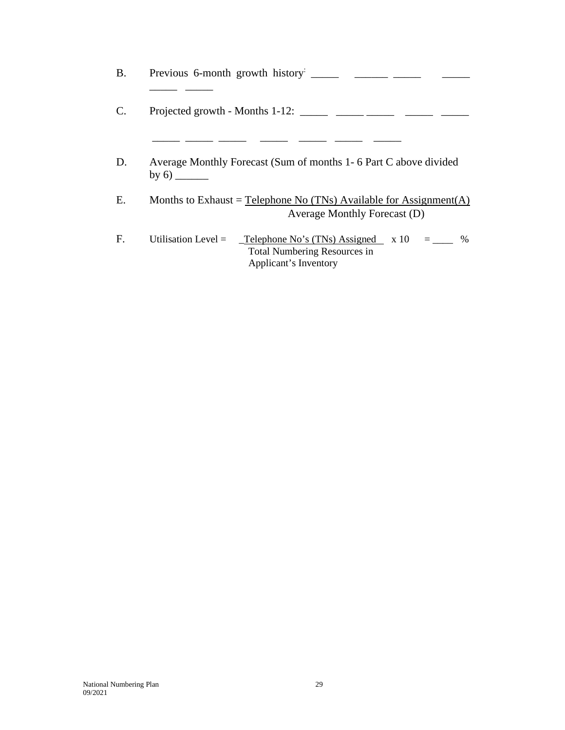B. Previous 6-month growth history: _____ ______ _____ _____ _____ _____

C. Projected growth - Months 1-12: _____ _____ _____ _____ _____ _____ _____ _____ _____ _____ _____ _____

D. Average Monthly Forecast (Sum of months 1- 6 Part C above divided by 6) ______

E. Months to Exhaust = $\frac{\text{Telephone No (TNs) Available for Assignment(A)}}{\text{Average Monthly Forecast (D)}}$

F. Utilisation Level = $\frac{\text{Telephone No's (TNs) Assigned}}{\text{Total Numbering Resources in Applicant's Inventory}} \times 10$ = ____ %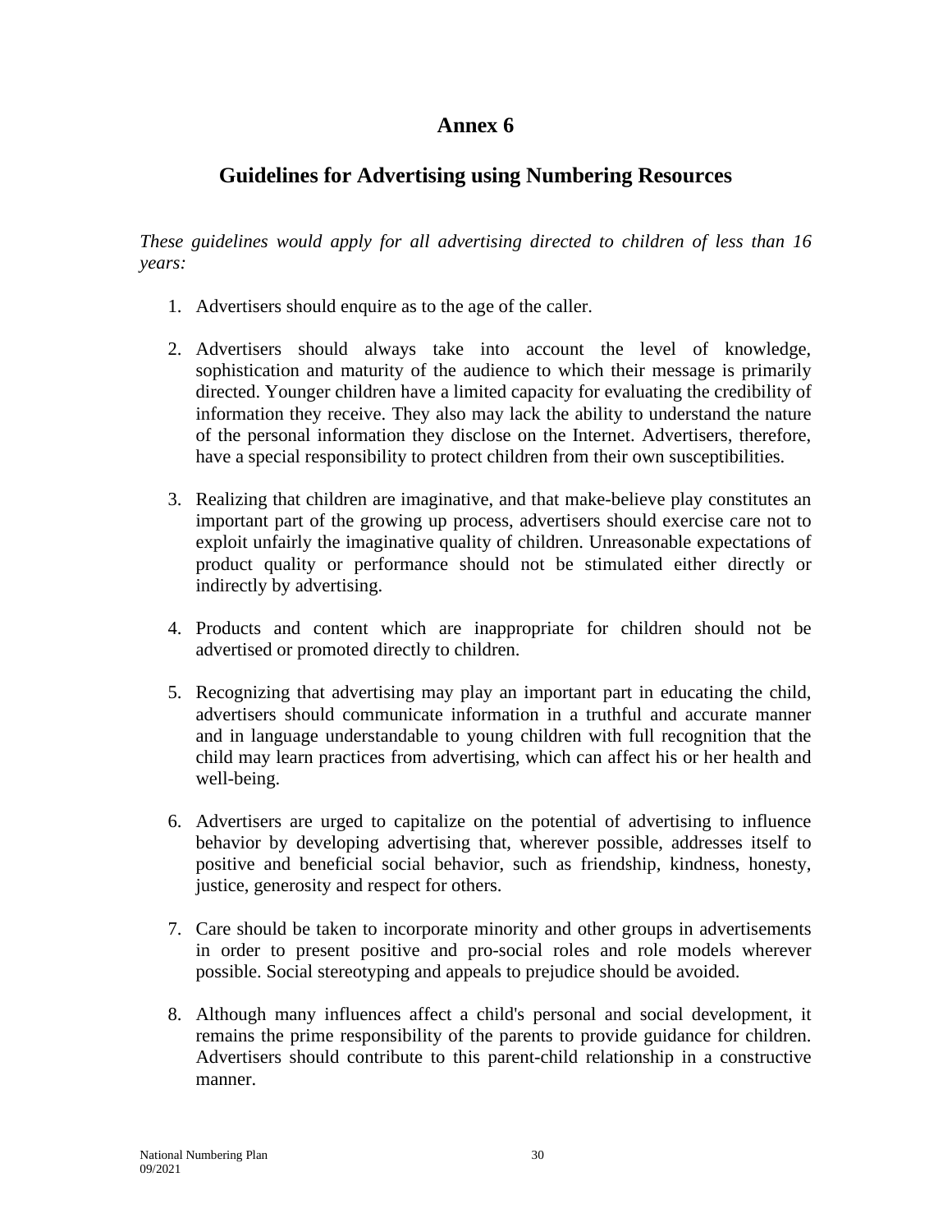# Annex 6

## Guidelines for Advertising using Numbering Resources

*These guidelines would apply for all advertising directed to children of less than 16 years:*

1. Advertisers should enquire as to the age of the caller.

2. Advertisers should always take into account the level of knowledge, sophistication and maturity of the audience to which their message is primarily directed. Younger children have a limited capacity for evaluating the credibility of information they receive. They also may lack the ability to understand the nature of the personal information they disclose on the Internet. Advertisers, therefore, have a special responsibility to protect children from their own susceptibilities.

3. Realizing that children are imaginative, and that make-believe play constitutes an important part of the growing up process, advertisers should exercise care not to exploit unfairly the imaginative quality of children. Unreasonable expectations of product quality or performance should not be stimulated either directly or indirectly by advertising.

4. Products and content which are inappropriate for children should not be advertised or promoted directly to children.

5. Recognizing that advertising may play an important part in educating the child, advertisers should communicate information in a truthful and accurate manner and in language understandable to young children with full recognition that the child may learn practices from advertising, which can affect his or her health and well-being.

6. Advertisers are urged to capitalize on the potential of advertising to influence behavior by developing advertising that, wherever possible, addresses itself to positive and beneficial social behavior, such as friendship, kindness, honesty, justice, generosity and respect for others.

7. Care should be taken to incorporate minority and other groups in advertisements in order to present positive and pro-social roles and role models wherever possible. Social stereotyping and appeals to prejudice should be avoided.

8. Although many influences affect a child's personal and social development, it remains the prime responsibility of the parents to provide guidance for children. Advertisers should contribute to this parent-child relationship in a constructive manner.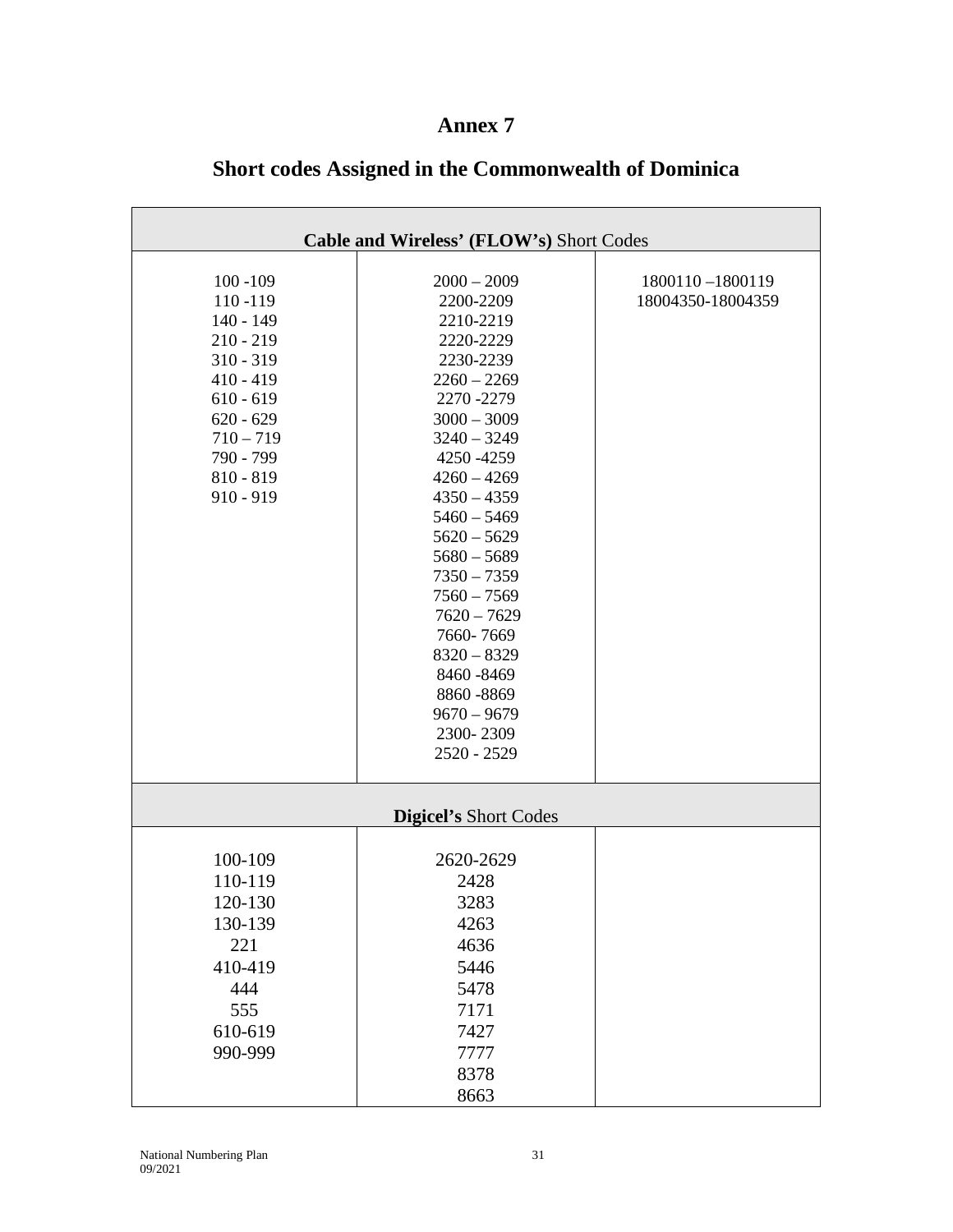# Annex 7

## Short codes Assigned in the Commonwealth of Dominica

| **Cable and Wireless' (FLOW's)** Short Codes | | |
|---|---|---|
| 100 -109<br>110 -119<br>140 - 149<br>210 - 219<br>310 - 319<br>410 - 419<br>610 - 619<br>620 - 629<br>710 – 719<br>790 - 799<br>810 - 819<br>910 - 919 | 2000 – 2009<br>2200-2209<br>2210-2219<br>2220-2229<br>2230-2239<br>2260 – 2269<br>2270 -2279<br>3000 – 3009<br>3240 – 3249<br>4250 -4259<br>4260 – 4269<br>4350 – 4359<br>5460 – 5469<br>5620 – 5629<br>5680 – 5689<br>7350 – 7359<br>7560 – 7569<br>7620 – 7629<br>7660- 7669<br>8320 – 8329<br>8460 -8469<br>8860 -8869<br>9670 – 9679<br>2300- 2309<br>2520 - 2529 | 1800110 –1800119<br>18004350-18004359 |
| **Digicel's** Short Codes | | |
| 100-109<br>110-119<br>120-130<br>130-139<br>221<br>410-419<br>444<br>555<br>610-619<br>990-999 | 2620-2629<br>2428<br>3283<br>4263<br>4636<br>5446<br>5478<br>7171<br>7427<br>7777<br>8378<br>8663 | |

National Numbering Plan
09/2021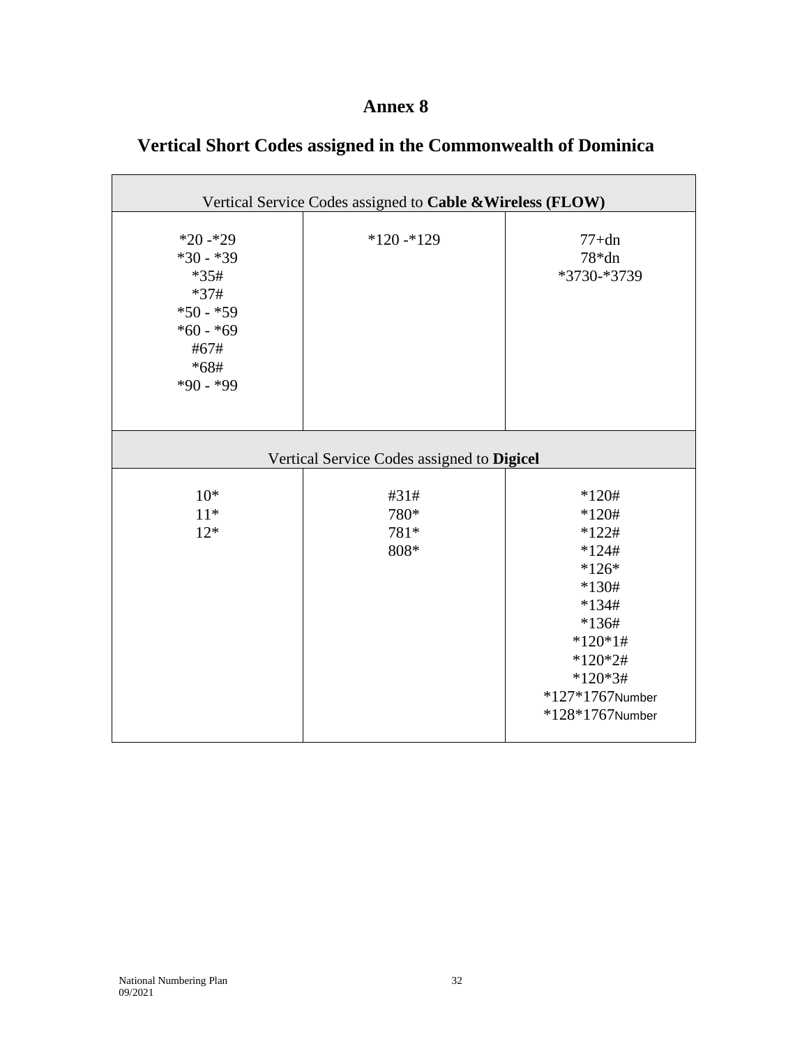# Annex 8

## Vertical Short Codes assigned in the Commonwealth of Dominica

| Vertical Service Codes assigned to **Cable &Wireless (FLOW)** | | |
|---|---|---|
| *20 -*29<br>*30 - *39<br>*35#<br>*37#<br>*50 - *59<br>*60 - *69<br>#67#<br>*68#<br>*90 - *99 | *120 -*129 | 77+dn<br>78*dn<br>*3730-*3739 |
| **Vertical Service Codes assigned to Digicel** | | |
| 10*<br>11*<br>12* | #31#<br>780*<br>781*<br>808* | *120#<br>*120#<br>*122#<br>*124#<br>*126*<br>*130#<br>*134#<br>*136#<br>*120*1#<br>*120*2#<br>*120*3#<br>*127*1767Number<br>*128*1767Number |

National Numbering Plan
09/2021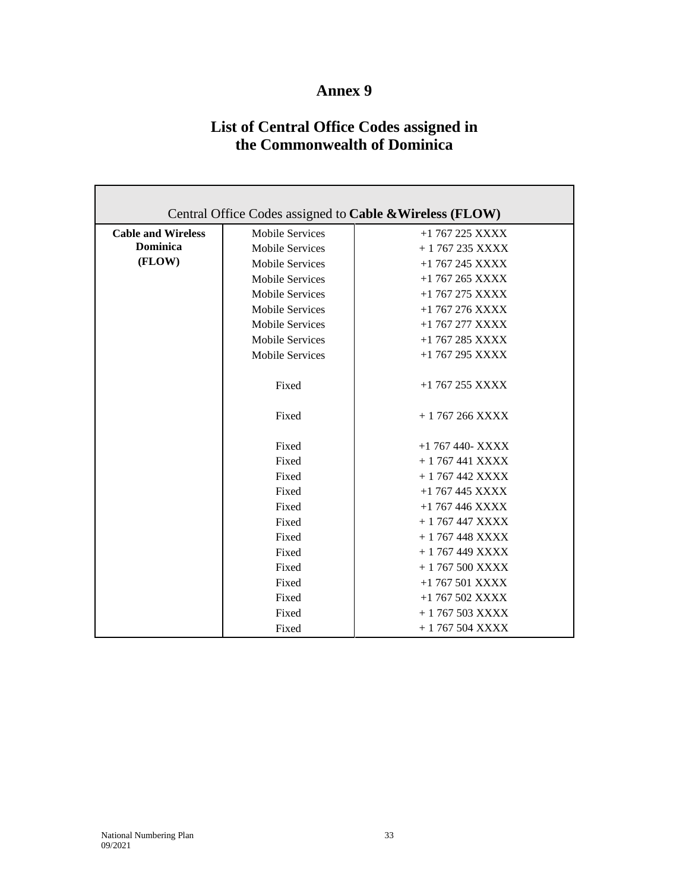# Annex 9

## List of Central Office Codes assigned in the Commonwealth of Dominica

| Central Office Codes assigned to **Cable &Wireless (FLOW)** | | |
|---|---|---|
| **Cable and Wireless Dominica (FLOW)** | Mobile Services | +1 767 225 XXXX |
| | Mobile Services | + 1 767 235 XXXX |
| | Mobile Services | +1 767 245 XXXX |
| | Mobile Services | +1 767 265 XXXX |
| | Mobile Services | +1 767 275 XXXX |
| | Mobile Services | +1 767 276 XXXX |
| | Mobile Services | +1 767 277 XXXX |
| | Mobile Services | +1 767 285 XXXX |
| | Mobile Services | +1 767 295 XXXX |
| | Fixed | +1 767 255 XXXX |
| | Fixed | + 1 767 266 XXXX |
| | Fixed | +1 767 440- XXXX |
| | Fixed | + 1 767 441 XXXX |
| | Fixed | + 1 767 442 XXXX |
| | Fixed | +1 767 445 XXXX |
| | Fixed | +1 767 446 XXXX |
| | Fixed | + 1 767 447 XXXX |
| | Fixed | + 1 767 448 XXXX |
| | Fixed | + 1 767 449 XXXX |
| | Fixed | + 1 767 500 XXXX |
| | Fixed | +1 767 501 XXXX |
| | Fixed | +1 767 502 XXXX |
| | Fixed | + 1 767 503 XXXX |
| | Fixed | + 1 767 504 XXXX |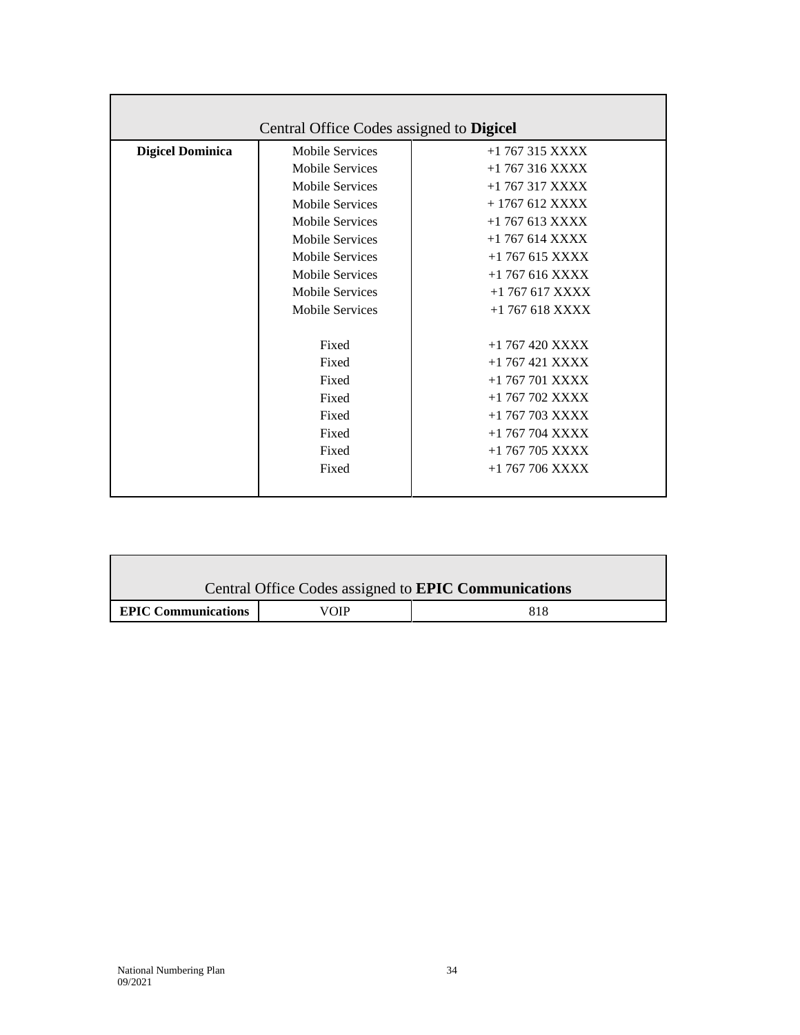| Central Office Codes assigned to **Digicel** | | |
|---|---|---|
| **Digicel Dominica** | Mobile Services | +1 767 315 XXXX |
| | Mobile Services | +1 767 316 XXXX |
| | Mobile Services | +1 767 317 XXXX |
| | Mobile Services | + 1767 612 XXXX |
| | Mobile Services | +1 767 613 XXXX |
| | Mobile Services | +1 767 614 XXXX |
| | Mobile Services | +1 767 615 XXXX |
| | Mobile Services | +1 767 616 XXXX |
| | Mobile Services | +1 767 617 XXXX |
| | Mobile Services | +1 767 618 XXXX |
| | | |
| | Fixed | +1 767 420 XXXX |
| | Fixed | +1 767 421 XXXX |
| | Fixed | +1 767 701 XXXX |
| | Fixed | +1 767 702 XXXX |
| | Fixed | +1 767 703 XXXX |
| | Fixed | +1 767 704 XXXX |
| | Fixed | +1 767 705 XXXX |
| | Fixed | +1 767 706 XXXX |

| Central Office Codes assigned to **EPIC Communications** | | |
|---|---|---|
| **EPIC Communications** | VOIP | 818 |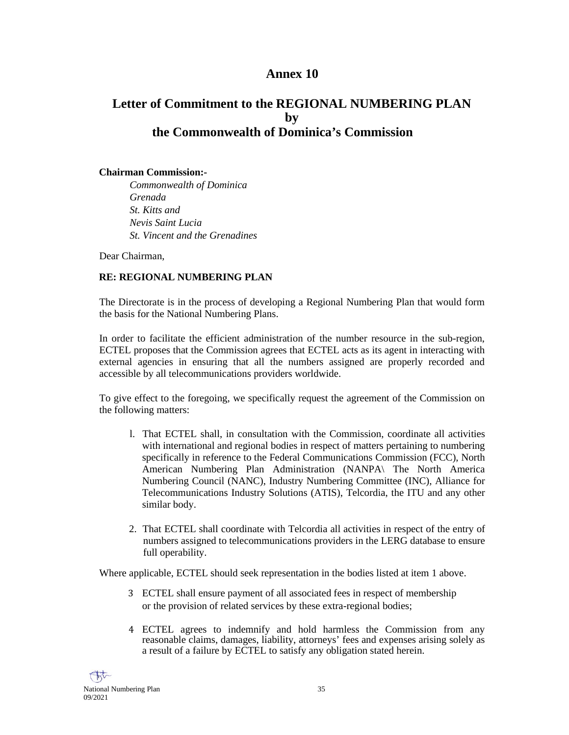# Annex 10

## Letter of Commitment to the REGIONAL NUMBERING PLAN by the Commonwealth of Dominica's Commission

**Chairman Commission:-**

*Commonwealth of Dominica*
*Grenada*
*St. Kitts and*
*Nevis Saint Lucia*
*St. Vincent and the Grenadines*

Dear Chairman,

**RE: REGIONAL NUMBERING PLAN**

The Directorate is in the process of developing a Regional Numbering Plan that would form the basis for the National Numbering Plans.

In order to facilitate the efficient administration of the number resource in the sub-region, ECTEL proposes that the Commission agrees that ECTEL acts as its agent in interacting with external agencies in ensuring that all the numbers assigned are properly recorded and accessible by all telecommunications providers worldwide.

To give effect to the foregoing, we specifically request the agreement of the Commission on the following matters:

l. That ECTEL shall, in consultation with the Commission, coordinate all activities with international and regional bodies in respect of matters pertaining to numbering specifically in reference to the Federal Communications Commission (FCC), North American Numbering Plan Administration (NANPA\ The North America Numbering Council (NANC), Industry Numbering Committee (INC), Alliance for Telecommunications Industry Solutions (ATIS), Telcordia, the ITU and any other similar body.

2. That ECTEL shall coordinate with Telcordia all activities in respect of the entry of numbers assigned to telecommunications providers in the LERG database to ensure full operability.

Where applicable, ECTEL should seek representation in the bodies listed at item 1 above.

3 ECTEL shall ensure payment of all associated fees in respect of membership or the provision of related services by these extra-regional bodies;

4 ECTEL agrees to indemnify and hold harmless the Commission from any reasonable claims, damages, liability, attorneys' fees and expenses arising solely as a result of a failure by ECTEL to satisfy any obligation stated herein.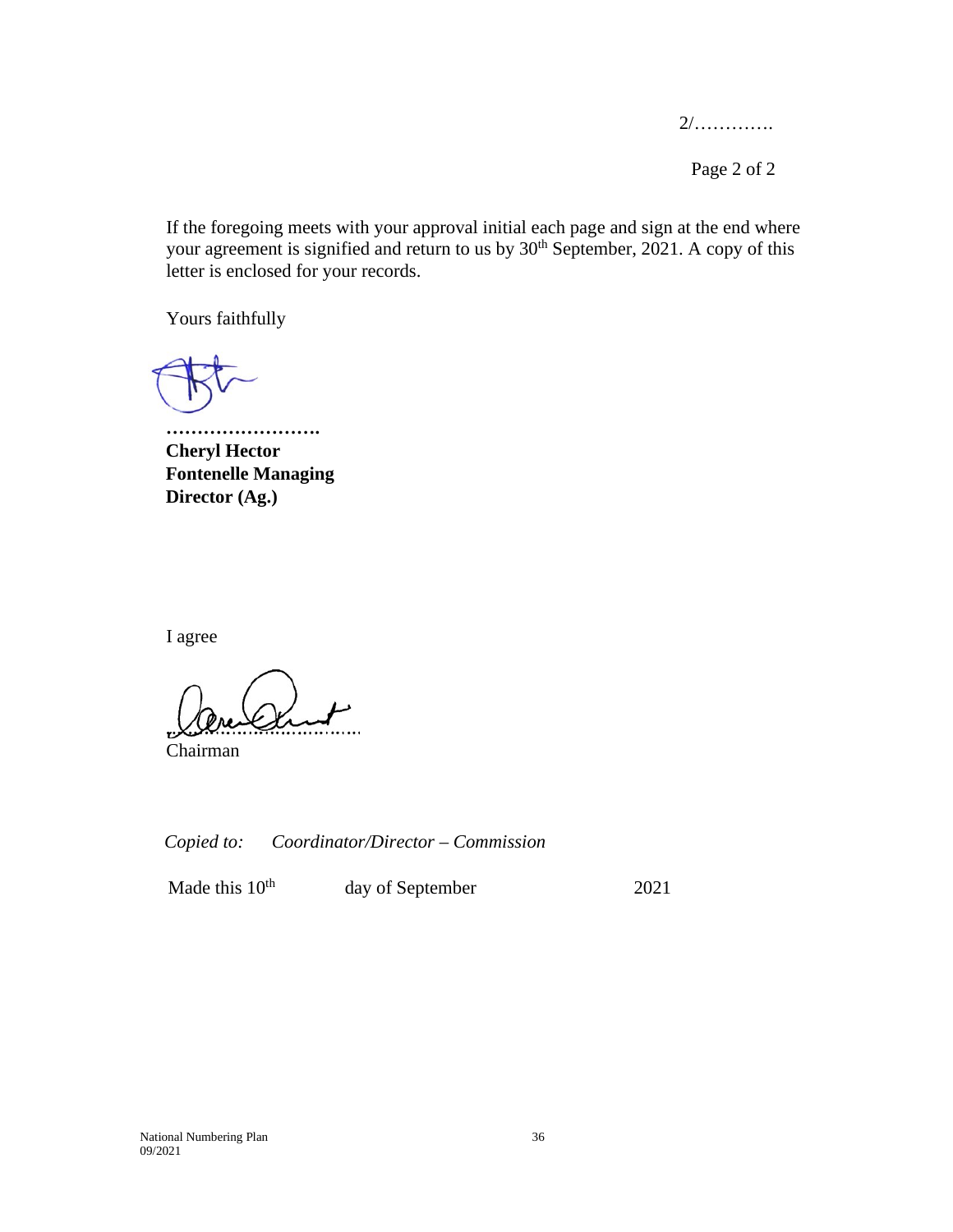2/………….

If the foregoing meets with your approval initial each page and sign at the end where your agreement is signified and return to us by 30th September, 2021. A copy of this letter is enclosed for your records.

Yours faithfully

…………………….

**Cheryl Hector**
**Fontenelle Managing**
**Director (Ag.)**

I agree

………………………………

Chairman

*Copied to: Coordinator/Director – Commission*

Made this 10th day of September 2021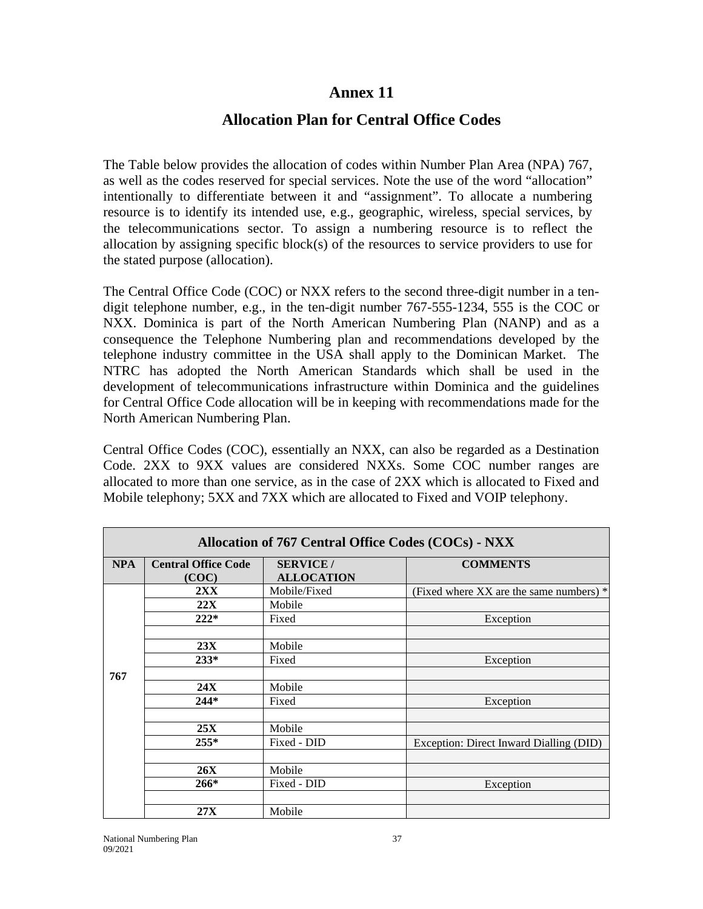# Annex 11

## Allocation Plan for Central Office Codes

The Table below provides the allocation of codes within Number Plan Area (NPA) 767, as well as the codes reserved for special services. Note the use of the word "allocation" intentionally to differentiate between it and "assignment". To allocate a numbering resource is to identify its intended use, e.g., geographic, wireless, special services, by the telecommunications sector. To assign a numbering resource is to reflect the allocation by assigning specific block(s) of the resources to service providers to use for the stated purpose (allocation).

The Central Office Code (COC) or NXX refers to the second three-digit number in a ten-digit telephone number, e.g., in the ten-digit number 767-555-1234, 555 is the COC or NXX. Dominica is part of the North American Numbering Plan (NANP) and as a consequence the Telephone Numbering plan and recommendations developed by the telephone industry committee in the USA shall apply to the Dominican Market. The NTRC has adopted the North American Standards which shall be used in the development of telecommunications infrastructure within Dominica and the guidelines for Central Office Code allocation will be in keeping with recommendations made for the North American Numbering Plan.

Central Office Codes (COC), essentially an NXX, can also be regarded as a Destination Code. 2XX to 9XX values are considered NXXs. Some COC number ranges are allocated to more than one service, as in the case of 2XX which is allocated to Fixed and Mobile telephony; 5XX and 7XX which are allocated to Fixed and VOIP telephony.

| Allocation of 767 Central Office Codes (COCs) - NXX | | | |
|---|---|---|---|
| **NPA** | **Central Office Code (COC)** | **SERVICE / ALLOCATION** | **COMMENTS** |
| **767** | **2XX** | Mobile/Fixed | (Fixed where XX are the same numbers) * |
| | **22X** | Mobile | |
| | **222*** | Fixed | Exception |
| | | | |
| | **23X** | Mobile | |
| | **233*** | Fixed | Exception |
| | | | |
| | **24X** | Mobile | |
| | **244*** | Fixed | Exception |
| | | | |
| | **25X** | Mobile | |
| | **255*** | Fixed - DID | Exception: Direct Inward Dialling (DID) |
| | | | |
| | **26X** | Mobile | |
| | **266*** | Fixed - DID | Exception |
| | | | |
| | **27X** | Mobile | |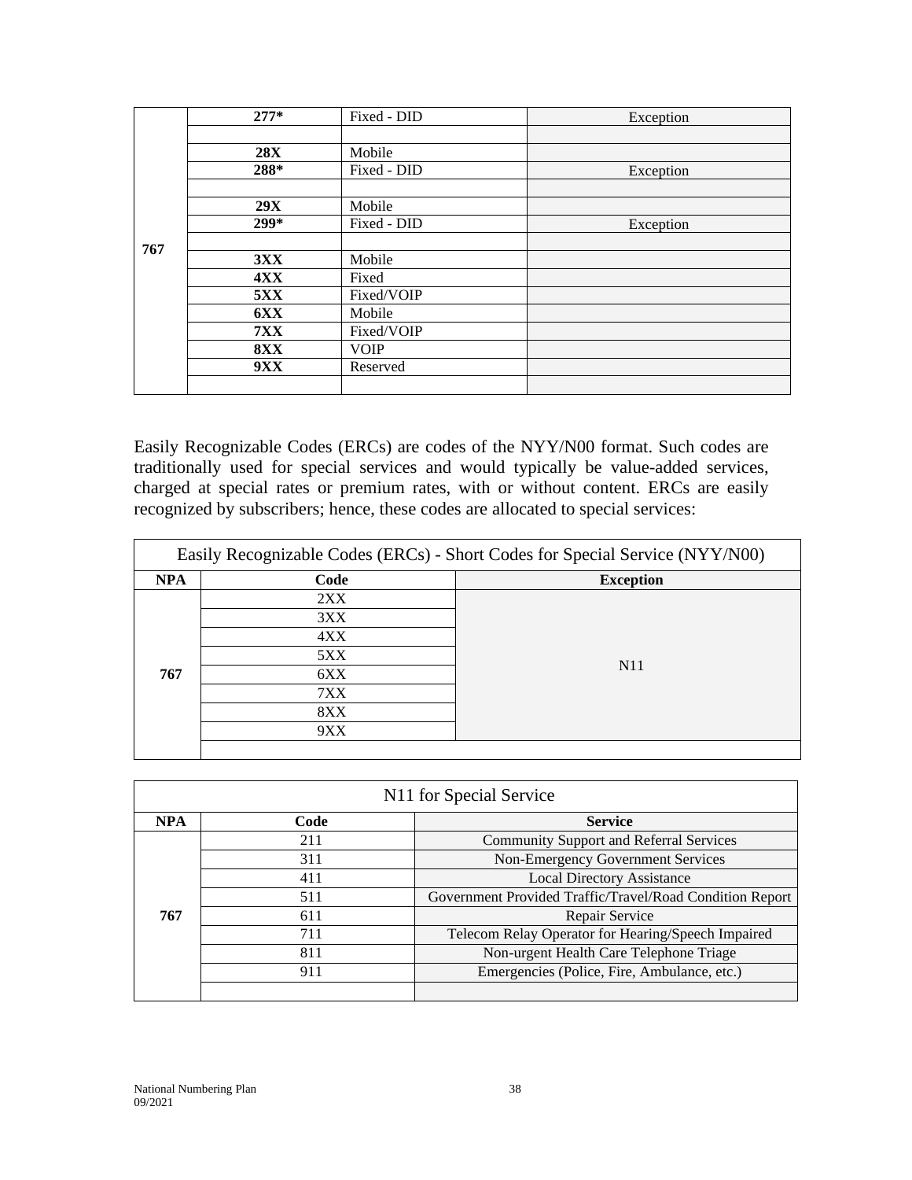|  |  |  |  |
|---|---|---|---|
| 767 | **277*** | Fixed - DID | Exception |
|  |  |  |  |
|  | **28X** | Mobile |  |
|  | **288*** | Fixed - DID | Exception |
|  |  |  |  |
|  | **29X** | Mobile |  |
|  | **299*** | Fixed - DID | Exception |
|  |  |  |  |
|  | **3XX** | Mobile |  |
|  | **4XX** | Fixed |  |
|  | **5XX** | Fixed/VOIP |  |
|  | **6XX** | Mobile |  |
|  | **7XX** | Fixed/VOIP |  |
|  | **8XX** | VOIP |  |
|  | **9XX** | Reserved |  |
|  |  |  |  |

Easily Recognizable Codes (ERCs) are codes of the NYY/N00 format. Such codes are traditionally used for special services and would typically be value-added services, charged at special rates or premium rates, with or without content. ERCs are easily recognized by subscribers; hence, these codes are allocated to special services:

| Easily Recognizable Codes (ERCs) - Short Codes for Special Service (NYY/N00) | | |
|---|---|---|
| **NPA** | **Code** | **Exception** |
| 767 | 2XX | N11 |
|  | 3XX |  |
|  | 4XX |  |
|  | 5XX |  |
|  | 6XX |  |
|  | 7XX |  |
|  | 8XX |  |
|  | 9XX |  |
|  |  |  |

| N11 for Special Service | | |
|---|---|---|
| **NPA** | **Code** | **Service** |
| 767 | 211 | Community Support and Referral Services |
|  | 311 | Non-Emergency Government Services |
|  | 411 | Local Directory Assistance |
|  | 511 | Government Provided Traffic/Travel/Road Condition Report |
|  | 611 | Repair Service |
|  | 711 | Telecom Relay Operator for Hearing/Speech Impaired |
|  | 811 | Non-urgent Health Care Telephone Triage |
|  | 911 | Emergencies (Police, Fire, Ambulance, etc.) |
|  |  |  |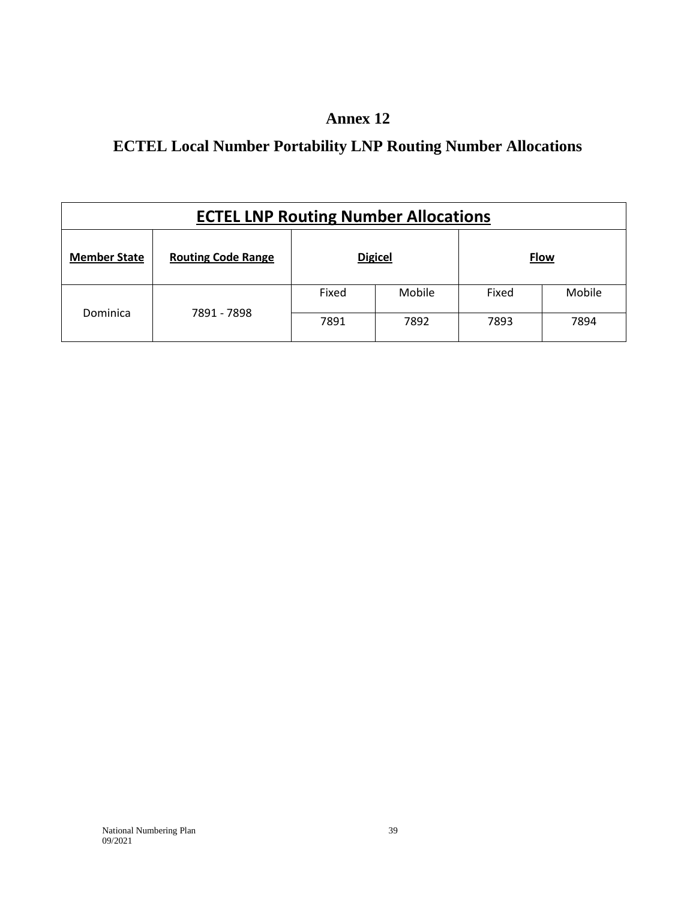# Annex 12

## ECTEL Local Number Portability LNP Routing Number Allocations

| ECTEL LNP Routing Number Allocations | | | | | |
|---|---|---|---|---|---|
| **Member State** | **Routing Code Range** | **Digicel** | | **Flow** | |
| | | Fixed | Mobile | Fixed | Mobile |
| Dominica | 7891 - 7898 | 7891 | 7892 | 7893 | 7894 |